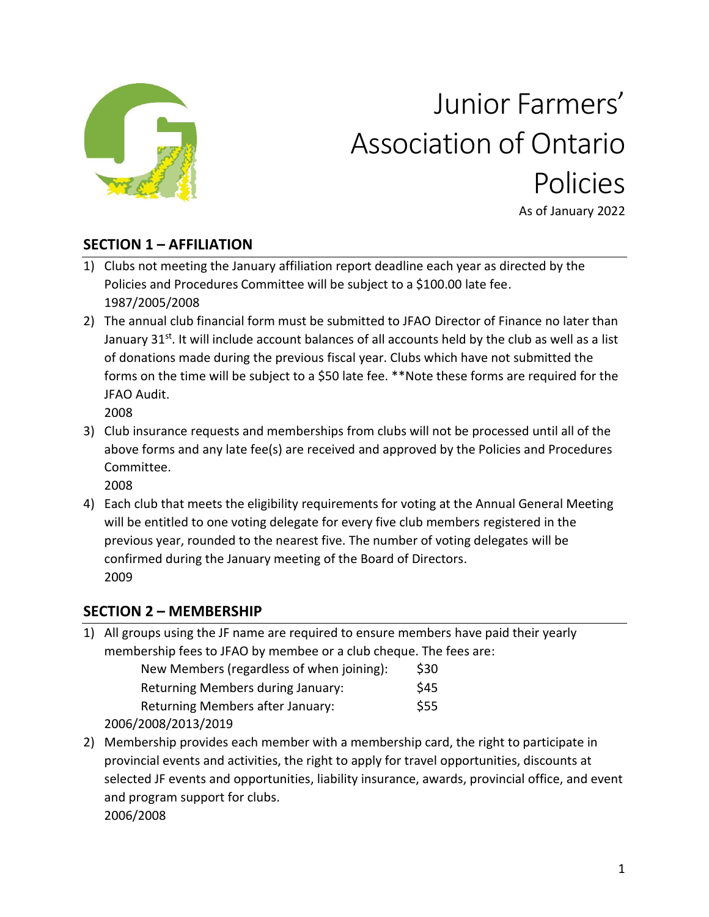# Junior Farmers' Association of Ontario Policies

As of January 2022

## SECTION 1 – AFFILIATION

1) Clubs not meeting the January affiliation report deadline each year as directed by the Policies and Procedures Committee will be subject to a $100.00 late fee.
   1987/2005/2008
2) The annual club financial form must be submitted to JFAO Director of Finance no later than January 31st. It will include account balances of all accounts held by the club as well as a list of donations made during the previous fiscal year. Clubs which have not submitted the forms on the time will be subject to a $50 late fee. **Note these forms are required for the JFAO Audit.
   2008
3) Club insurance requests and memberships from clubs will not be processed until all of the above forms and any late fee(s) are received and approved by the Policies and Procedures Committee.
   2008
4) Each club that meets the eligibility requirements for voting at the Annual General Meeting will be entitled to one voting delegate for every five club members registered in the previous year, rounded to the nearest five. The number of voting delegates will be confirmed during the January meeting of the Board of Directors.
   2009

## SECTION 2 – MEMBERSHIP

1) All groups using the JF name are required to ensure members have paid their yearly membership fees to JFAO by membee or a club cheque. The fees are:

   | | |
   |---|---|
   | New Members (regardless of when joining): | $30 |
   | Returning Members during January: | $45 |
   | Returning Members after January: | $55 |

   2006/2008/2013/2019
2) Membership provides each member with a membership card, the right to participate in provincial events and activities, the right to apply for travel opportunities, discounts at selected JF events and opportunities, liability insurance, awards, provincial office, and event and program support for clubs.
   2006/2008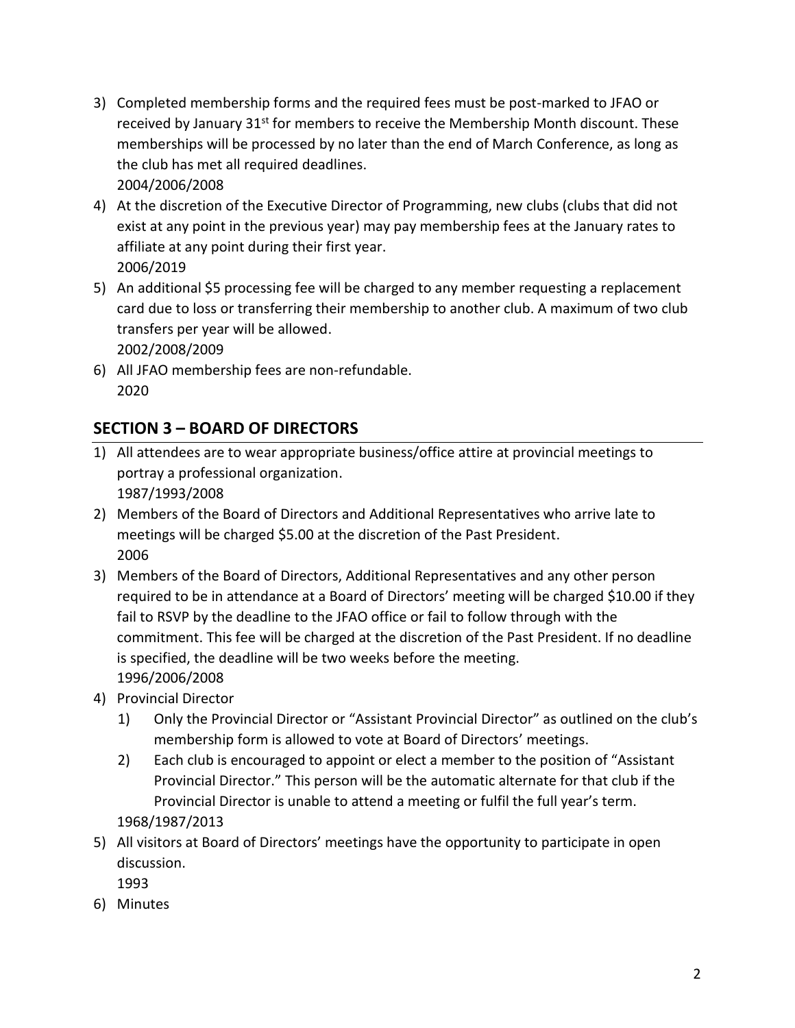3) Completed membership forms and the required fees must be post-marked to JFAO or received by January 31st for members to receive the Membership Month discount. These memberships will be processed by no later than the end of March Conference, as long as the club has met all required deadlines.
   2004/2006/2008
4) At the discretion of the Executive Director of Programming, new clubs (clubs that did not exist at any point in the previous year) may pay membership fees at the January rates to affiliate at any point during their first year.
   2006/2019
5) An additional $5 processing fee will be charged to any member requesting a replacement card due to loss or transferring their membership to another club. A maximum of two club transfers per year will be allowed.
   2002/2008/2009
6) All JFAO membership fees are non-refundable.
   2020

## SECTION 3 – BOARD OF DIRECTORS

1) All attendees are to wear appropriate business/office attire at provincial meetings to portray a professional organization.
   1987/1993/2008
2) Members of the Board of Directors and Additional Representatives who arrive late to meetings will be charged $5.00 at the discretion of the Past President.
   2006
3) Members of the Board of Directors, Additional Representatives and any other person required to be in attendance at a Board of Directors' meeting will be charged $10.00 if they fail to RSVP by the deadline to the JFAO office or fail to follow through with the commitment. This fee will be charged at the discretion of the Past President. If no deadline is specified, the deadline will be two weeks before the meeting.
   1996/2006/2008
4) Provincial Director
   1) Only the Provincial Director or "Assistant Provincial Director" as outlined on the club's membership form is allowed to vote at Board of Directors' meetings.
   2) Each club is encouraged to appoint or elect a member to the position of "Assistant Provincial Director." This person will be the automatic alternate for that club if the Provincial Director is unable to attend a meeting or fulfil the full year's term.

   1968/1987/2013
5) All visitors at Board of Directors' meetings have the opportunity to participate in open discussion.
   1993
6) Minutes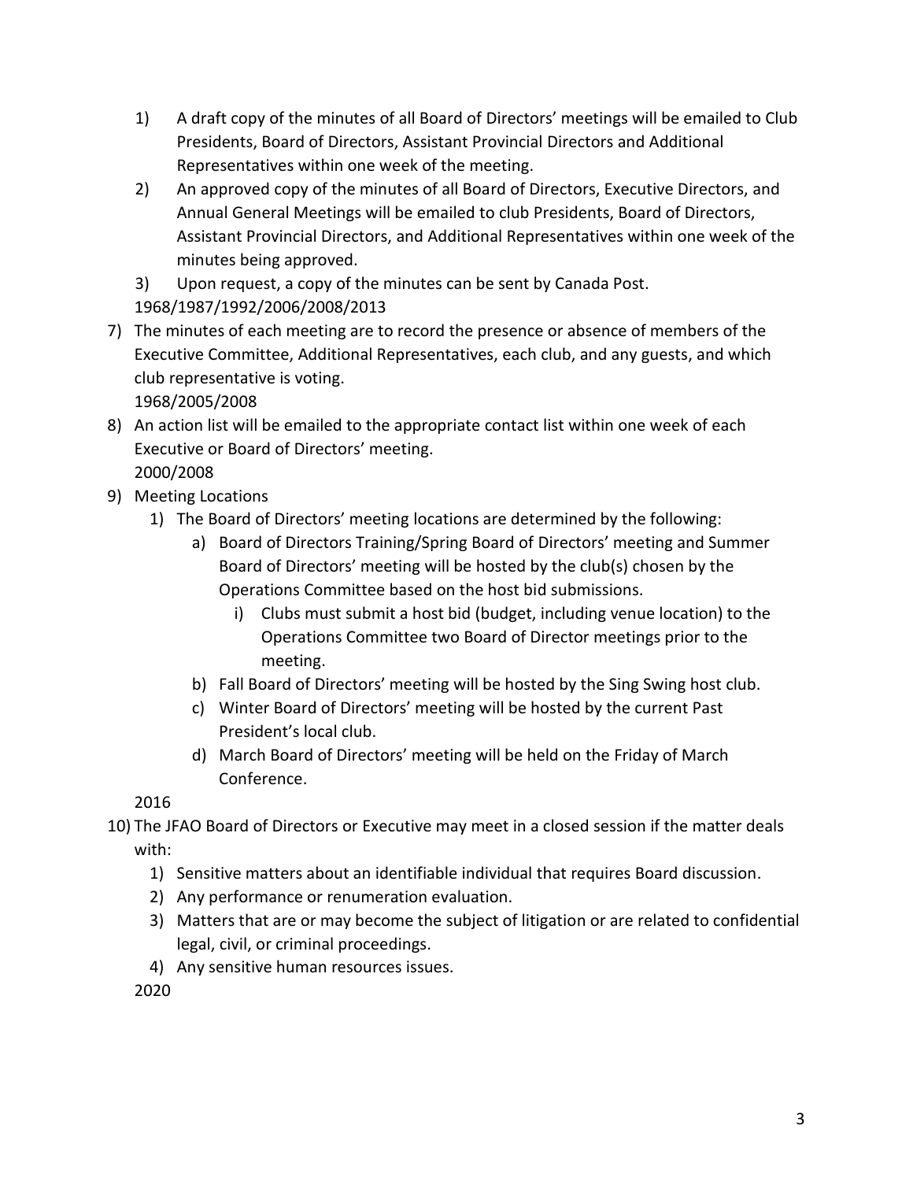1) A draft copy of the minutes of all Board of Directors' meetings will be emailed to Club Presidents, Board of Directors, Assistant Provincial Directors and Additional Representatives within one week of the meeting.
2) An approved copy of the minutes of all Board of Directors, Executive Directors, and Annual General Meetings will be emailed to club Presidents, Board of Directors, Assistant Provincial Directors, and Additional Representatives within one week of the minutes being approved.
3) Upon request, a copy of the minutes can be sent by Canada Post.

1968/1987/1992/2006/2008/2013

7) The minutes of each meeting are to record the presence or absence of members of the Executive Committee, Additional Representatives, each club, and any guests, and which club representative is voting.
   1968/2005/2008
8) An action list will be emailed to the appropriate contact list within one week of each Executive or Board of Directors' meeting.
   2000/2008
9) Meeting Locations
   1) The Board of Directors' meeting locations are determined by the following:
      a) Board of Directors Training/Spring Board of Directors' meeting and Summer Board of Directors' meeting will be hosted by the club(s) chosen by the Operations Committee based on the host bid submissions.
         i) Clubs must submit a host bid (budget, including venue location) to the Operations Committee two Board of Director meetings prior to the meeting.
      b) Fall Board of Directors' meeting will be hosted by the Sing Swing host club.
      c) Winter Board of Directors' meeting will be hosted by the current Past President's local club.
      d) March Board of Directors' meeting will be held on the Friday of March Conference.

   2016
10) The JFAO Board of Directors or Executive may meet in a closed session if the matter deals with:
    1) Sensitive matters about an identifiable individual that requires Board discussion.
    2) Any performance or renumeration evaluation.
    3) Matters that are or may become the subject of litigation or are related to confidential legal, civil, or criminal proceedings.
    4) Any sensitive human resources issues.

    2020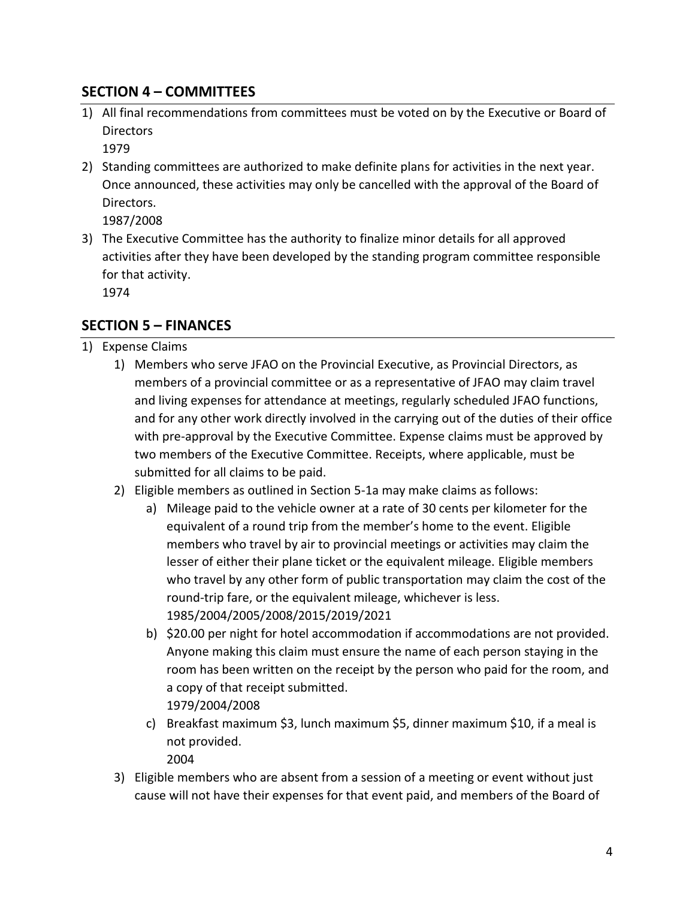## SECTION 4 – COMMITTEES

1) All final recommendations from committees must be voted on by the Executive or Board of Directors
   1979
2) Standing committees are authorized to make definite plans for activities in the next year. Once announced, these activities may only be cancelled with the approval of the Board of Directors.
   1987/2008
3) The Executive Committee has the authority to finalize minor details for all approved activities after they have been developed by the standing program committee responsible for that activity.
   1974

## SECTION 5 – FINANCES

1) Expense Claims
   1) Members who serve JFAO on the Provincial Executive, as Provincial Directors, as members of a provincial committee or as a representative of JFAO may claim travel and living expenses for attendance at meetings, regularly scheduled JFAO functions, and for any other work directly involved in the carrying out of the duties of their office with pre-approval by the Executive Committee. Expense claims must be approved by two members of the Executive Committee. Receipts, where applicable, must be submitted for all claims to be paid.
   2) Eligible members as outlined in Section 5-1a may make claims as follows:
      a) Mileage paid to the vehicle owner at a rate of 30 cents per kilometer for the equivalent of a round trip from the member's home to the event. Eligible members who travel by air to provincial meetings or activities may claim the lesser of either their plane ticket or the equivalent mileage. Eligible members who travel by any other form of public transportation may claim the cost of the round-trip fare, or the equivalent mileage, whichever is less.
         1985/2004/2005/2008/2015/2019/2021
      b) $20.00 per night for hotel accommodation if accommodations are not provided. Anyone making this claim must ensure the name of each person staying in the room has been written on the receipt by the person who paid for the room, and a copy of that receipt submitted.
         1979/2004/2008
      c) Breakfast maximum $3, lunch maximum $5, dinner maximum $10, if a meal is not provided.
         2004
   3) Eligible members who are absent from a session of a meeting or event without just cause will not have their expenses for that event paid, and members of the Board of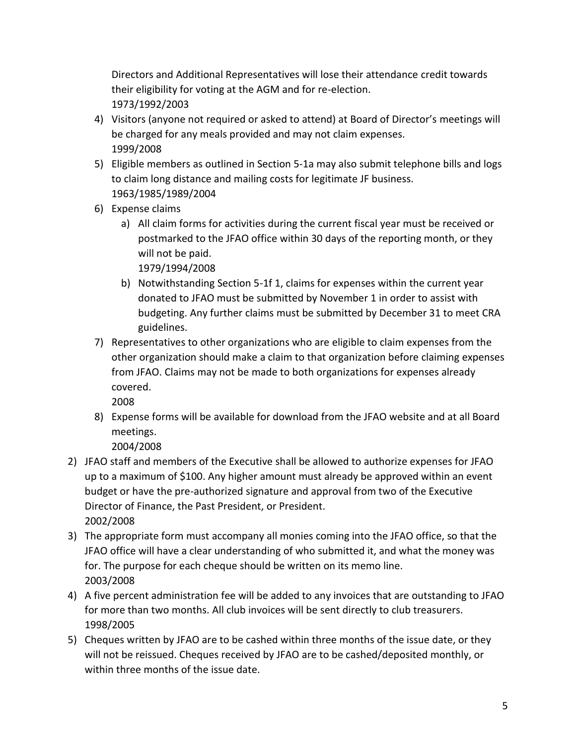Directors and Additional Representatives will lose their attendance credit towards their eligibility for voting at the AGM and for re-election.
1973/1992/2003

4) Visitors (anyone not required or asked to attend) at Board of Director's meetings will be charged for any meals provided and may not claim expenses.
   1999/2008
5) Eligible members as outlined in Section 5-1a may also submit telephone bills and logs to claim long distance and mailing costs for legitimate JF business.
   1963/1985/1989/2004
6) Expense claims
   a) All claim forms for activities during the current fiscal year must be received or postmarked to the JFAO office within 30 days of the reporting month, or they will not be paid.
      1979/1994/2008
   b) Notwithstanding Section 5-1f 1, claims for expenses within the current year donated to JFAO must be submitted by November 1 in order to assist with budgeting. Any further claims must be submitted by December 31 to meet CRA guidelines.
7) Representatives to other organizations who are eligible to claim expenses from the other organization should make a claim to that organization before claiming expenses from JFAO. Claims may not be made to both organizations for expenses already covered.
   2008
8) Expense forms will be available for download from the JFAO website and at all Board meetings.
   2004/2008

2) JFAO staff and members of the Executive shall be allowed to authorize expenses for JFAO up to a maximum of $100. Any higher amount must already be approved within an event budget or have the pre-authorized signature and approval from two of the Executive Director of Finance, the Past President, or President.
   2002/2008
3) The appropriate form must accompany all monies coming into the JFAO office, so that the JFAO office will have a clear understanding of who submitted it, and what the money was for. The purpose for each cheque should be written on its memo line.
   2003/2008
4) A five percent administration fee will be added to any invoices that are outstanding to JFAO for more than two months. All club invoices will be sent directly to club treasurers.
   1998/2005
5) Cheques written by JFAO are to be cashed within three months of the issue date, or they will not be reissued. Cheques received by JFAO are to be cashed/deposited monthly, or within three months of the issue date.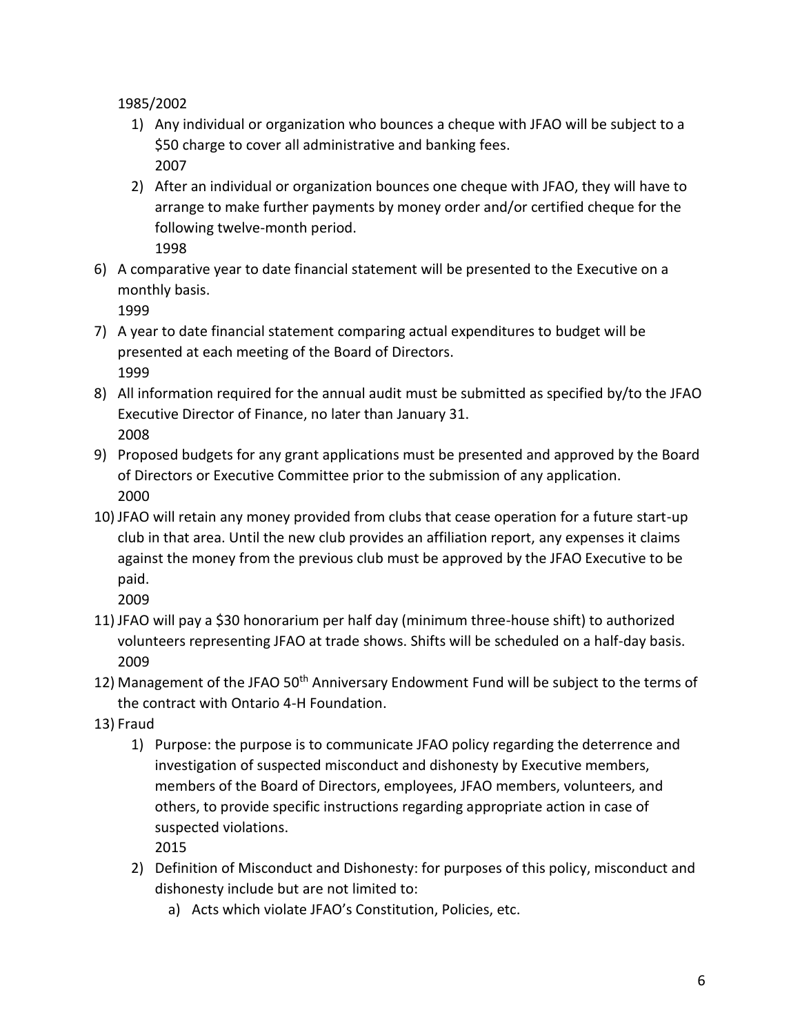1985/2002

1) Any individual or organization who bounces a cheque with JFAO will be subject to a $50 charge to cover all administrative and banking fees.
   2007
2) After an individual or organization bounces one cheque with JFAO, they will have to arrange to make further payments by money order and/or certified cheque for the following twelve-month period.
   1998

6) A comparative year to date financial statement will be presented to the Executive on a monthly basis.
   1999
7) A year to date financial statement comparing actual expenditures to budget will be presented at each meeting of the Board of Directors.
   1999
8) All information required for the annual audit must be submitted as specified by/to the JFAO Executive Director of Finance, no later than January 31.
   2008
9) Proposed budgets for any grant applications must be presented and approved by the Board of Directors or Executive Committee prior to the submission of any application.
   2000
10) JFAO will retain any money provided from clubs that cease operation for a future start-up club in that area. Until the new club provides an affiliation report, any expenses it claims against the money from the previous club must be approved by the JFAO Executive to be paid.
    2009
11) JFAO will pay a $30 honorarium per half day (minimum three-house shift) to authorized volunteers representing JFAO at trade shows. Shifts will be scheduled on a half-day basis.
    2009
12) Management of the JFAO 50th Anniversary Endowment Fund will be subject to the terms of the contract with Ontario 4-H Foundation.
13) Fraud
    1) Purpose: the purpose is to communicate JFAO policy regarding the deterrence and investigation of suspected misconduct and dishonesty by Executive members, members of the Board of Directors, employees, JFAO members, volunteers, and others, to provide specific instructions regarding appropriate action in case of suspected violations.
       2015
    2) Definition of Misconduct and Dishonesty: for purposes of this policy, misconduct and dishonesty include but are not limited to:
       a) Acts which violate JFAO's Constitution, Policies, etc.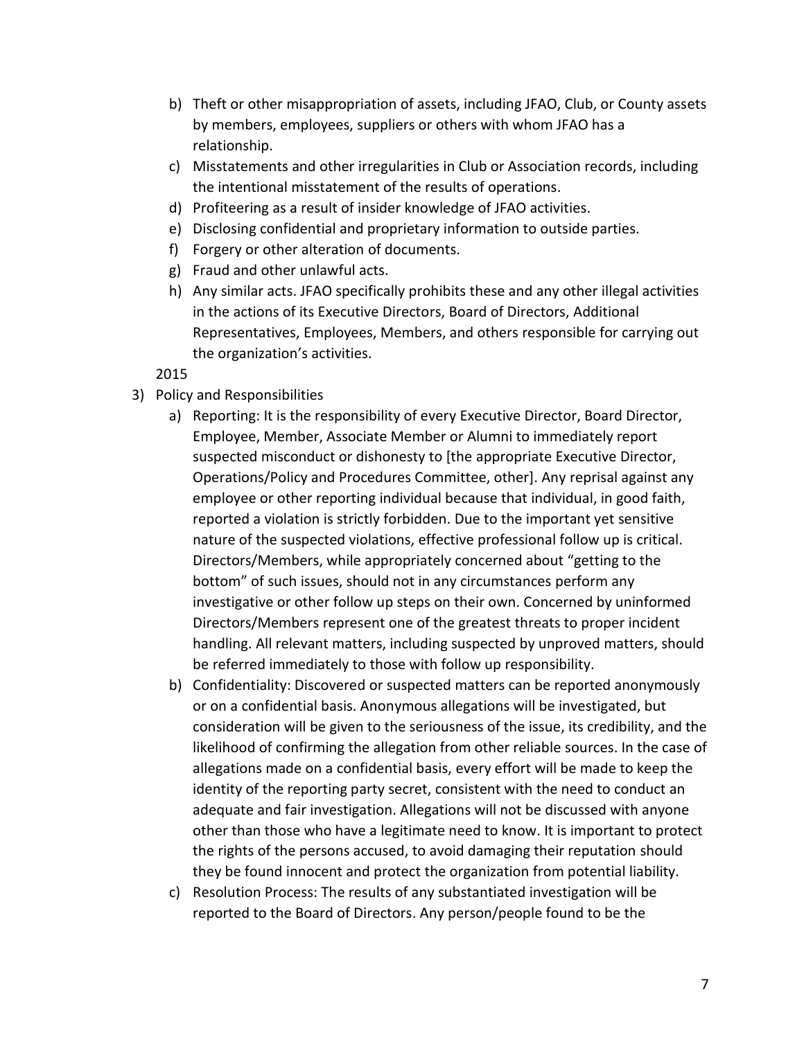b) Theft or other misappropriation of assets, including JFAO, Club, or County assets by members, employees, suppliers or others with whom JFAO has a relationship.
c) Misstatements and other irregularities in Club or Association records, including the intentional misstatement of the results of operations.
d) Profiteering as a result of insider knowledge of JFAO activities.
e) Disclosing confidential and proprietary information to outside parties.
f) Forgery or other alteration of documents.
g) Fraud and other unlawful acts.
h) Any similar acts. JFAO specifically prohibits these and any other illegal activities in the actions of its Executive Directors, Board of Directors, Additional Representatives, Employees, Members, and others responsible for carrying out the organization's activities.

2015

3) Policy and Responsibilities
   a) Reporting: It is the responsibility of every Executive Director, Board Director, Employee, Member, Associate Member or Alumni to immediately report suspected misconduct or dishonesty to [the appropriate Executive Director, Operations/Policy and Procedures Committee, other]. Any reprisal against any employee or other reporting individual because that individual, in good faith, reported a violation is strictly forbidden. Due to the important yet sensitive nature of the suspected violations, effective professional follow up is critical. Directors/Members, while appropriately concerned about "getting to the bottom" of such issues, should not in any circumstances perform any investigative or other follow up steps on their own. Concerned by uninformed Directors/Members represent one of the greatest threats to proper incident handling. All relevant matters, including suspected by unproved matters, should be referred immediately to those with follow up responsibility.
   b) Confidentiality: Discovered or suspected matters can be reported anonymously or on a confidential basis. Anonymous allegations will be investigated, but consideration will be given to the seriousness of the issue, its credibility, and the likelihood of confirming the allegation from other reliable sources. In the case of allegations made on a confidential basis, every effort will be made to keep the identity of the reporting party secret, consistent with the need to conduct an adequate and fair investigation. Allegations will not be discussed with anyone other than those who have a legitimate need to know. It is important to protect the rights of the persons accused, to avoid damaging their reputation should they be found innocent and protect the organization from potential liability.
   c) Resolution Process: The results of any substantiated investigation will be reported to the Board of Directors. Any person/people found to be the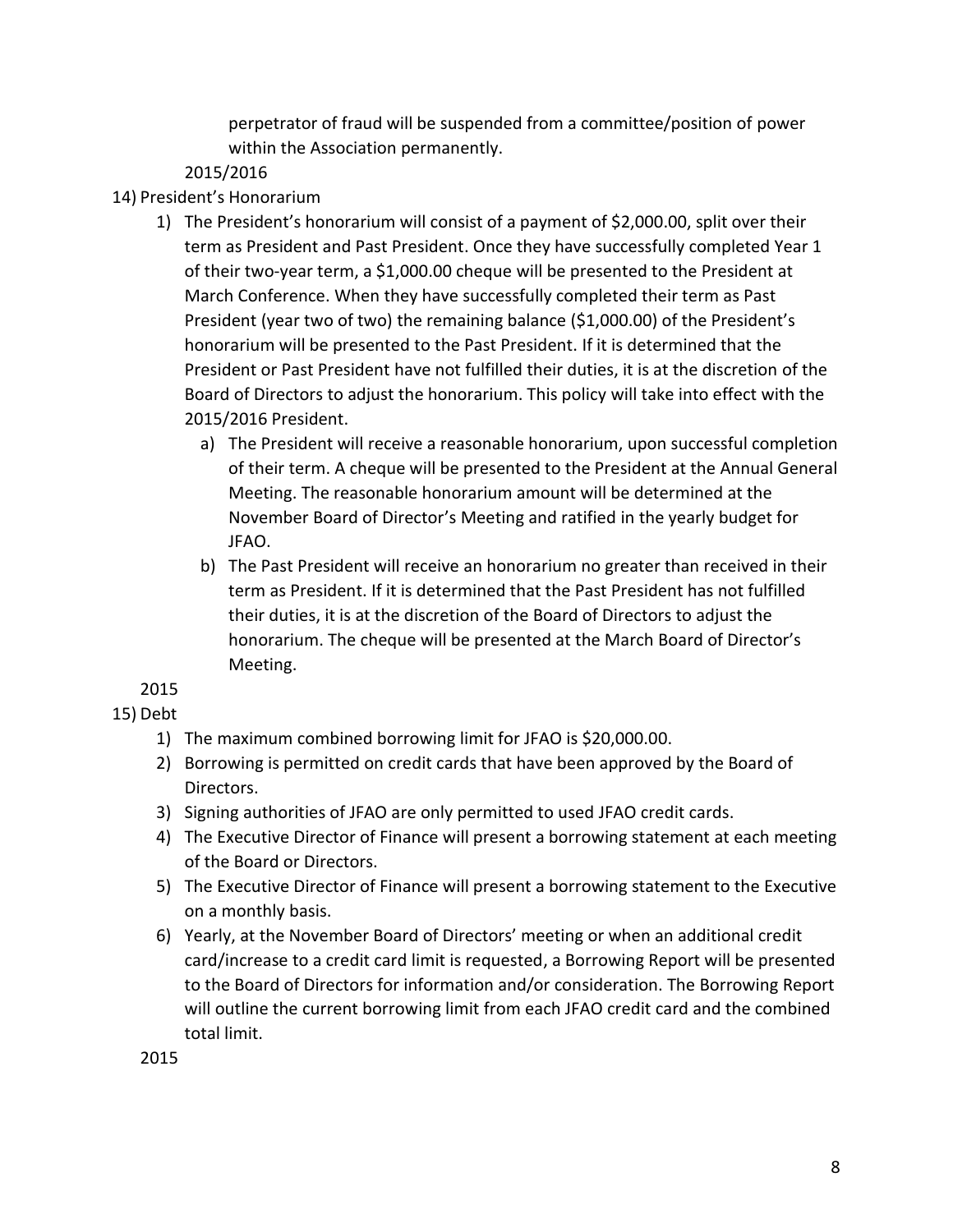perpetrator of fraud will be suspended from a committee/position of power within the Association permanently.

2015/2016

14) President's Honorarium

1) The President's honorarium will consist of a payment of $2,000.00, split over their term as President and Past President. Once they have successfully completed Year 1 of their two-year term, a $1,000.00 cheque will be presented to the President at March Conference. When they have successfully completed their term as Past President (year two of two) the remaining balance ($1,000.00) of the President's honorarium will be presented to the Past President. If it is determined that the President or Past President have not fulfilled their duties, it is at the discretion of the Board of Directors to adjust the honorarium. This policy will take into effect with the 2015/2016 President.
   a) The President will receive a reasonable honorarium, upon successful completion of their term. A cheque will be presented to the President at the Annual General Meeting. The reasonable honorarium amount will be determined at the November Board of Director's Meeting and ratified in the yearly budget for JFAO.
   b) The Past President will receive an honorarium no greater than received in their term as President. If it is determined that the Past President has not fulfilled their duties, it is at the discretion of the Board of Directors to adjust the honorarium. The cheque will be presented at the March Board of Director's Meeting.

2015

15) Debt

1) The maximum combined borrowing limit for JFAO is $20,000.00.
2) Borrowing is permitted on credit cards that have been approved by the Board of Directors.
3) Signing authorities of JFAO are only permitted to used JFAO credit cards.
4) The Executive Director of Finance will present a borrowing statement at each meeting of the Board or Directors.
5) The Executive Director of Finance will present a borrowing statement to the Executive on a monthly basis.
6) Yearly, at the November Board of Directors' meeting or when an additional credit card/increase to a credit card limit is requested, a Borrowing Report will be presented to the Board of Directors for information and/or consideration. The Borrowing Report will outline the current borrowing limit from each JFAO credit card and the combined total limit.

2015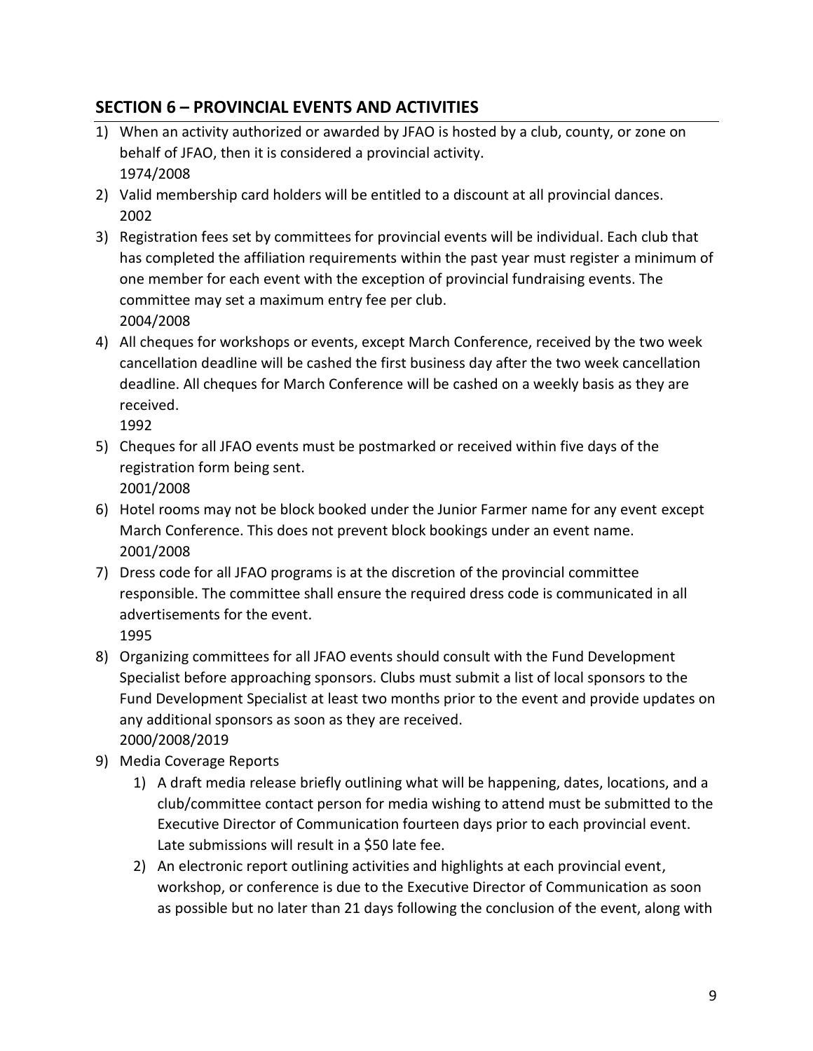## SECTION 6 – PROVINCIAL EVENTS AND ACTIVITIES

1) When an activity authorized or awarded by JFAO is hosted by a club, county, or zone on behalf of JFAO, then it is considered a provincial activity.
   1974/2008
2) Valid membership card holders will be entitled to a discount at all provincial dances.
   2002
3) Registration fees set by committees for provincial events will be individual. Each club that has completed the affiliation requirements within the past year must register a minimum of one member for each event with the exception of provincial fundraising events. The committee may set a maximum entry fee per club.
   2004/2008
4) All cheques for workshops or events, except March Conference, received by the two week cancellation deadline will be cashed the first business day after the two week cancellation deadline. All cheques for March Conference will be cashed on a weekly basis as they are received.
   1992
5) Cheques for all JFAO events must be postmarked or received within five days of the registration form being sent.
   2001/2008
6) Hotel rooms may not be block booked under the Junior Farmer name for any event except March Conference. This does not prevent block bookings under an event name.
   2001/2008
7) Dress code for all JFAO programs is at the discretion of the provincial committee responsible. The committee shall ensure the required dress code is communicated in all advertisements for the event.
   1995
8) Organizing committees for all JFAO events should consult with the Fund Development Specialist before approaching sponsors. Clubs must submit a list of local sponsors to the Fund Development Specialist at least two months prior to the event and provide updates on any additional sponsors as soon as they are received.
   2000/2008/2019
9) Media Coverage Reports
   1) A draft media release briefly outlining what will be happening, dates, locations, and a club/committee contact person for media wishing to attend must be submitted to the Executive Director of Communication fourteen days prior to each provincial event. Late submissions will result in a $50 late fee.
   2) An electronic report outlining activities and highlights at each provincial event, workshop, or conference is due to the Executive Director of Communication as soon as possible but no later than 21 days following the conclusion of the event, along with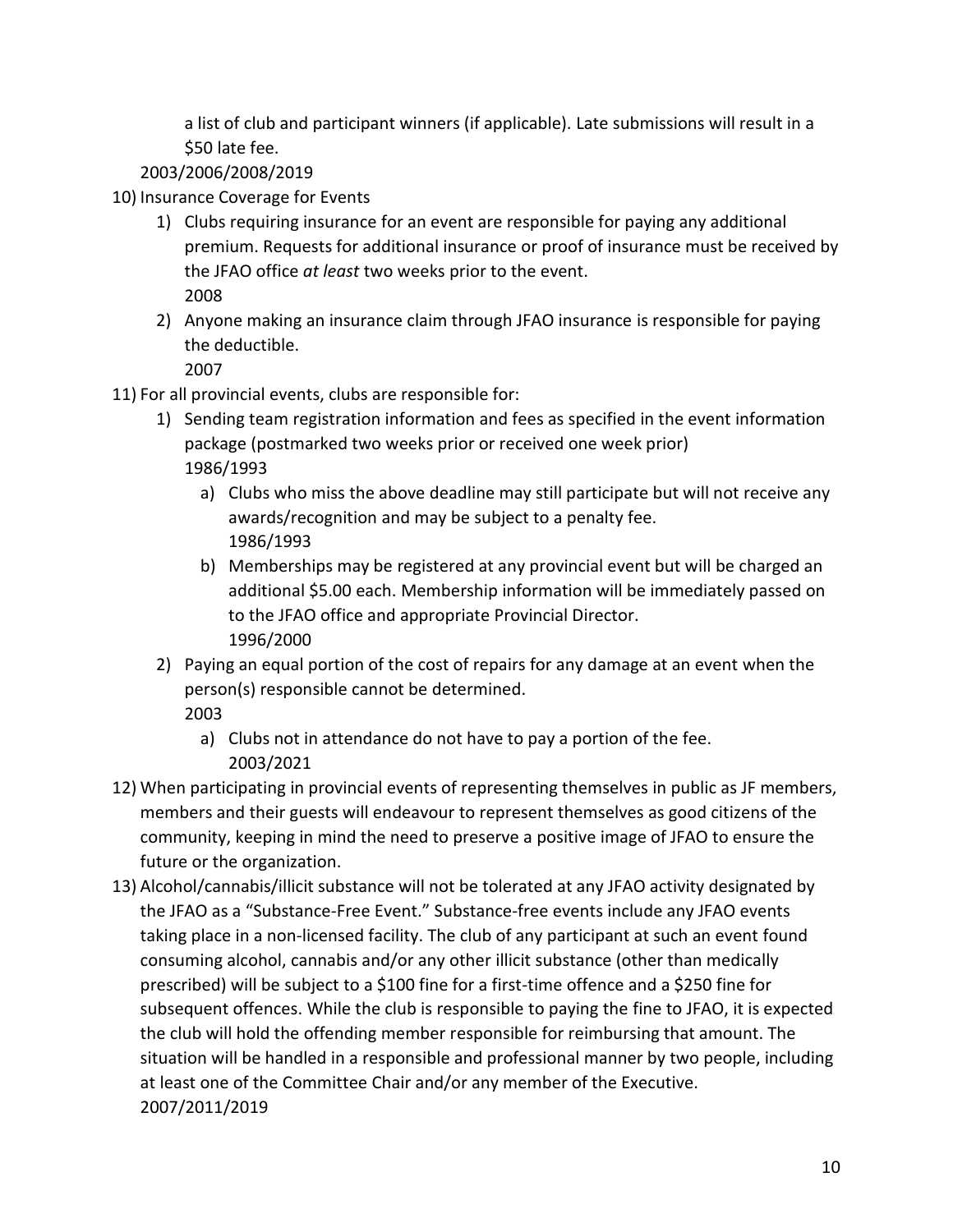a list of club and participant winners (if applicable). Late submissions will result in a $50 late fee.

2003/2006/2008/2019

10) Insurance Coverage for Events
    1) Clubs requiring insurance for an event are responsible for paying any additional premium. Requests for additional insurance or proof of insurance must be received by the JFAO office *at least* two weeks prior to the event.
       2008
    2) Anyone making an insurance claim through JFAO insurance is responsible for paying the deductible.
       2007
11) For all provincial events, clubs are responsible for:
    1) Sending team registration information and fees as specified in the event information package (postmarked two weeks prior or received one week prior)
       1986/1993
       a) Clubs who miss the above deadline may still participate but will not receive any awards/recognition and may be subject to a penalty fee.
          1986/1993
       b) Memberships may be registered at any provincial event but will be charged an additional $5.00 each. Membership information will be immediately passed on to the JFAO office and appropriate Provincial Director.
          1996/2000
    2) Paying an equal portion of the cost of repairs for any damage at an event when the person(s) responsible cannot be determined.
       2003
       a) Clubs not in attendance do not have to pay a portion of the fee.
          2003/2021
12) When participating in provincial events of representing themselves in public as JF members, members and their guests will endeavour to represent themselves as good citizens of the community, keeping in mind the need to preserve a positive image of JFAO to ensure the future or the organization.
13) Alcohol/cannabis/illicit substance will not be tolerated at any JFAO activity designated by the JFAO as a "Substance-Free Event." Substance-free events include any JFAO events taking place in a non-licensed facility. The club of any participant at such an event found consuming alcohol, cannabis and/or any other illicit substance (other than medically prescribed) will be subject to a $100 fine for a first-time offence and a $250 fine for subsequent offences. While the club is responsible to paying the fine to JFAO, it is expected the club will hold the offending member responsible for reimbursing that amount. The situation will be handled in a responsible and professional manner by two people, including at least one of the Committee Chair and/or any member of the Executive.
    2007/2011/2019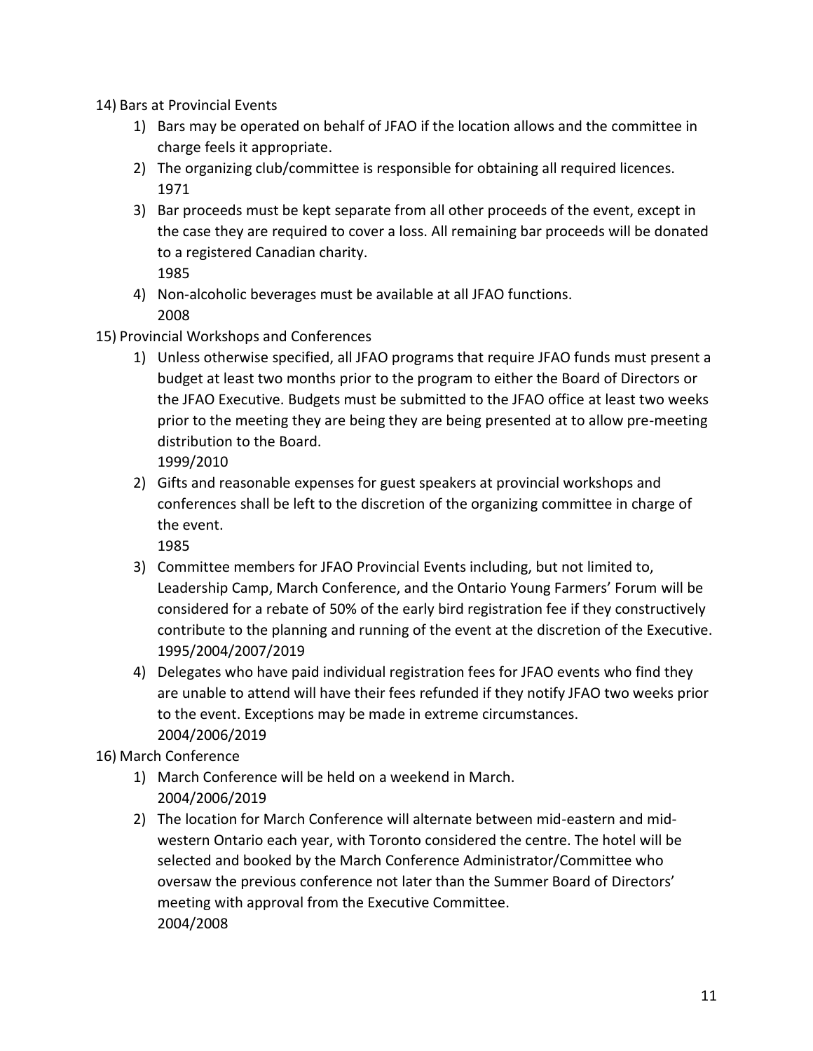14) Bars at Provincial Events
    1) Bars may be operated on behalf of JFAO if the location allows and the committee in charge feels it appropriate.
    2) The organizing club/committee is responsible for obtaining all required licences.
    1971
    3) Bar proceeds must be kept separate from all other proceeds of the event, except in the case they are required to cover a loss. All remaining bar proceeds will be donated to a registered Canadian charity.
    1985
    4) Non-alcoholic beverages must be available at all JFAO functions.
    2008

15) Provincial Workshops and Conferences
    1) Unless otherwise specified, all JFAO programs that require JFAO funds must present a budget at least two months prior to the program to either the Board of Directors or the JFAO Executive. Budgets must be submitted to the JFAO office at least two weeks prior to the meeting they are being they are being presented at to allow pre-meeting distribution to the Board.
    1999/2010
    2) Gifts and reasonable expenses for guest speakers at provincial workshops and conferences shall be left to the discretion of the organizing committee in charge of the event.
    1985
    3) Committee members for JFAO Provincial Events including, but not limited to, Leadership Camp, March Conference, and the Ontario Young Farmers' Forum will be considered for a rebate of 50% of the early bird registration fee if they constructively contribute to the planning and running of the event at the discretion of the Executive.
    1995/2004/2007/2019
    4) Delegates who have paid individual registration fees for JFAO events who find they are unable to attend will have their fees refunded if they notify JFAO two weeks prior to the event. Exceptions may be made in extreme circumstances.
    2004/2006/2019

16) March Conference
    1) March Conference will be held on a weekend in March.
    2004/2006/2019
    2) The location for March Conference will alternate between mid-eastern and mid-western Ontario each year, with Toronto considered the centre. The hotel will be selected and booked by the March Conference Administrator/Committee who oversaw the previous conference not later than the Summer Board of Directors' meeting with approval from the Executive Committee.
    2004/2008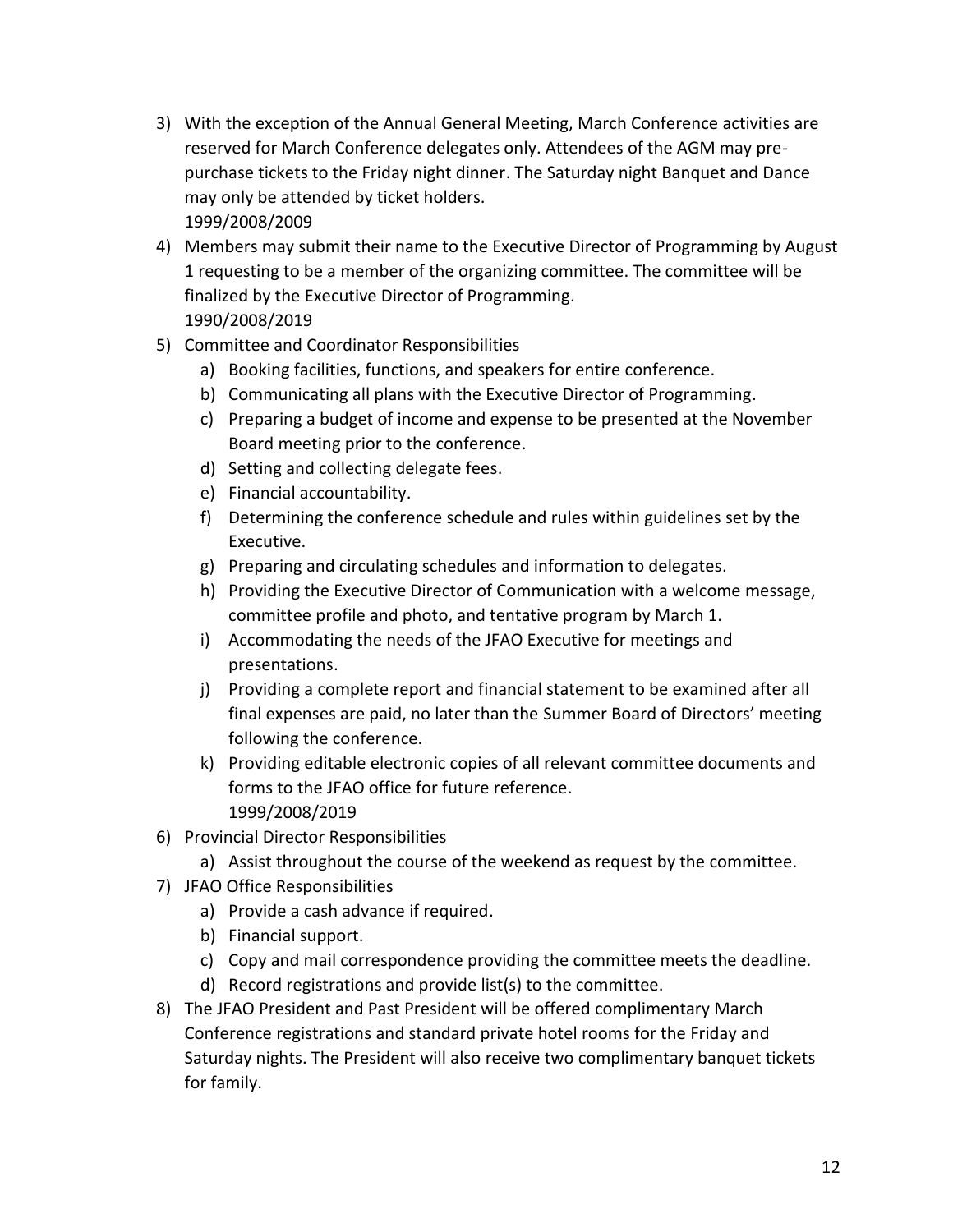3) With the exception of the Annual General Meeting, March Conference activities are reserved for March Conference delegates only. Attendees of the AGM may pre-purchase tickets to the Friday night dinner. The Saturday night Banquet and Dance may only be attended by ticket holders.
   1999/2008/2009
4) Members may submit their name to the Executive Director of Programming by August 1 requesting to be a member of the organizing committee. The committee will be finalized by the Executive Director of Programming.
   1990/2008/2019
5) Committee and Coordinator Responsibilities
   a) Booking facilities, functions, and speakers for entire conference.
   b) Communicating all plans with the Executive Director of Programming.
   c) Preparing a budget of income and expense to be presented at the November Board meeting prior to the conference.
   d) Setting and collecting delegate fees.
   e) Financial accountability.
   f) Determining the conference schedule and rules within guidelines set by the Executive.
   g) Preparing and circulating schedules and information to delegates.
   h) Providing the Executive Director of Communication with a welcome message, committee profile and photo, and tentative program by March 1.
   i) Accommodating the needs of the JFAO Executive for meetings and presentations.
   j) Providing a complete report and financial statement to be examined after all final expenses are paid, no later than the Summer Board of Directors' meeting following the conference.
   k) Providing editable electronic copies of all relevant committee documents and forms to the JFAO office for future reference.
      1999/2008/2019
6) Provincial Director Responsibilities
   a) Assist throughout the course of the weekend as request by the committee.
7) JFAO Office Responsibilities
   a) Provide a cash advance if required.
   b) Financial support.
   c) Copy and mail correspondence providing the committee meets the deadline.
   d) Record registrations and provide list(s) to the committee.
8) The JFAO President and Past President will be offered complimentary March Conference registrations and standard private hotel rooms for the Friday and Saturday nights. The President will also receive two complimentary banquet tickets for family.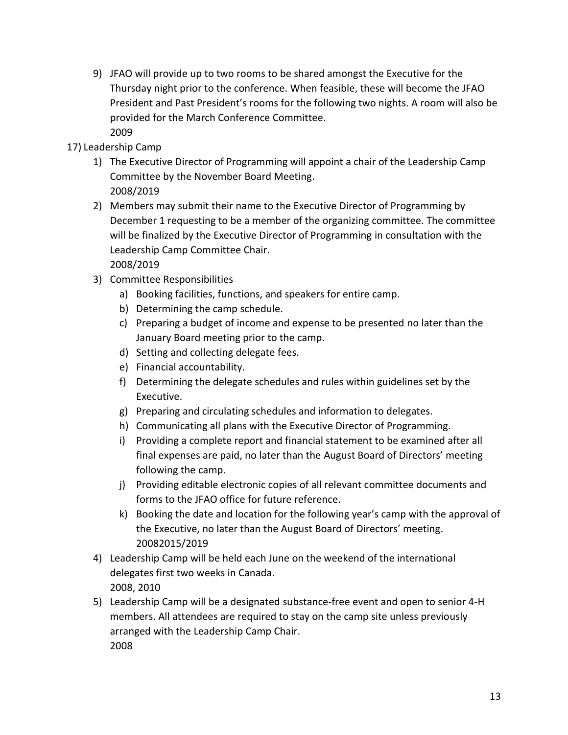9) JFAO will provide up to two rooms to be shared amongst the Executive for the Thursday night prior to the conference. When feasible, these will become the JFAO President and Past President's rooms for the following two nights. A room will also be provided for the March Conference Committee.
   2009

17) Leadership Camp

   1) The Executive Director of Programming will appoint a chair of the Leadership Camp Committee by the November Board Meeting.
      2008/2019
   2) Members may submit their name to the Executive Director of Programming by December 1 requesting to be a member of the organizing committee. The committee will be finalized by the Executive Director of Programming in consultation with the Leadership Camp Committee Chair.
      2008/2019
   3) Committee Responsibilities
      a) Booking facilities, functions, and speakers for entire camp.
      b) Determining the camp schedule.
      c) Preparing a budget of income and expense to be presented no later than the January Board meeting prior to the camp.
      d) Setting and collecting delegate fees.
      e) Financial accountability.
      f) Determining the delegate schedules and rules within guidelines set by the Executive.
      g) Preparing and circulating schedules and information to delegates.
      h) Communicating all plans with the Executive Director of Programming.
      i) Providing a complete report and financial statement to be examined after all final expenses are paid, no later than the August Board of Directors' meeting following the camp.
      j) Providing editable electronic copies of all relevant committee documents and forms to the JFAO office for future reference.
      k) Booking the date and location for the following year's camp with the approval of the Executive, no later than the August Board of Directors' meeting.
         20082015/2019
   4) Leadership Camp will be held each June on the weekend of the international delegates first two weeks in Canada.
      2008, 2010
   5) Leadership Camp will be a designated substance-free event and open to senior 4-H members. All attendees are required to stay on the camp site unless previously arranged with the Leadership Camp Chair.
      2008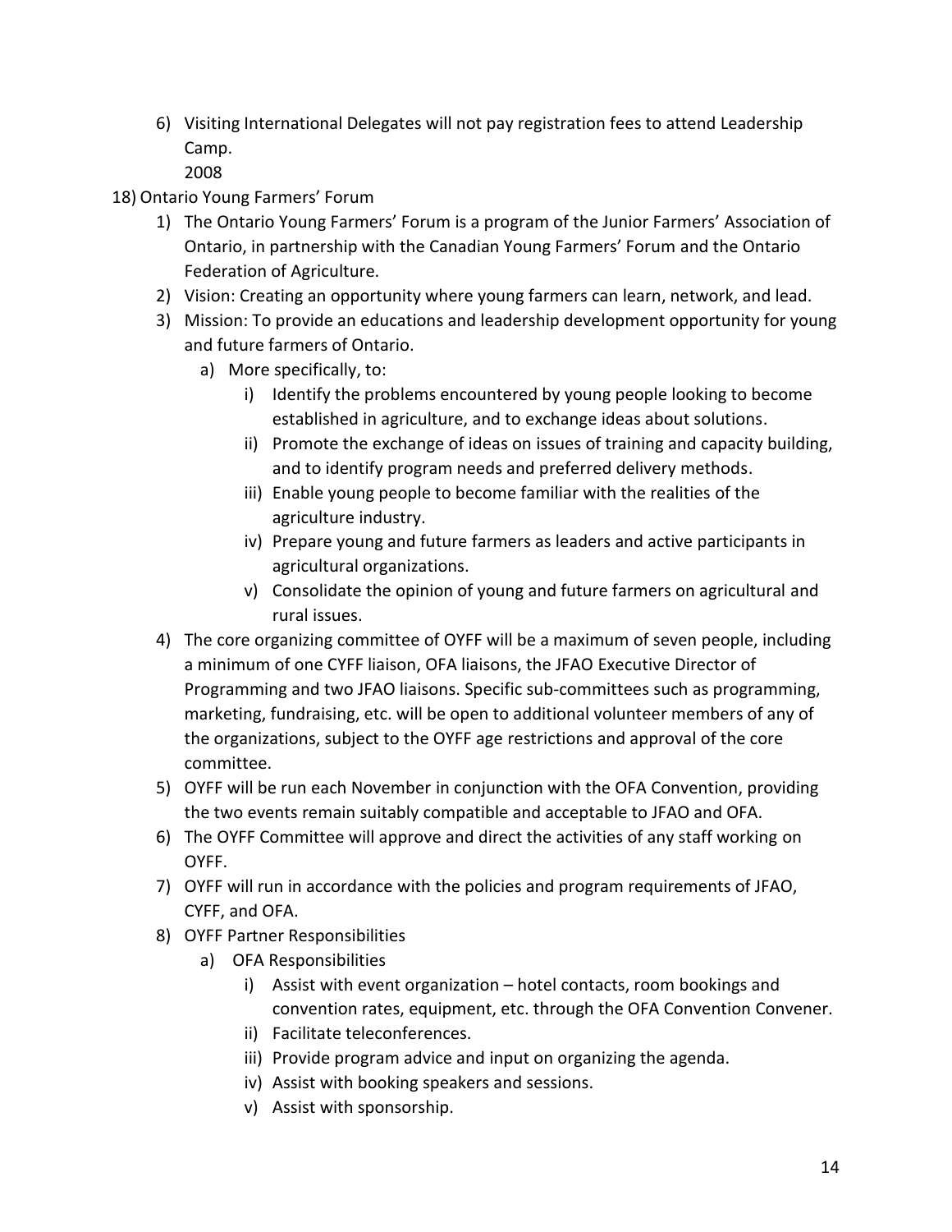6) Visiting International Delegates will not pay registration fees to attend Leadership Camp.
   2008

18) Ontario Young Farmers' Forum
   1) The Ontario Young Farmers' Forum is a program of the Junior Farmers' Association of Ontario, in partnership with the Canadian Young Farmers' Forum and the Ontario Federation of Agriculture.
   2) Vision: Creating an opportunity where young farmers can learn, network, and lead.
   3) Mission: To provide an educations and leadership development opportunity for young and future farmers of Ontario.
      a) More specifically, to:
         i) Identify the problems encountered by young people looking to become established in agriculture, and to exchange ideas about solutions.
         ii) Promote the exchange of ideas on issues of training and capacity building, and to identify program needs and preferred delivery methods.
         iii) Enable young people to become familiar with the realities of the agriculture industry.
         iv) Prepare young and future farmers as leaders and active participants in agricultural organizations.
         v) Consolidate the opinion of young and future farmers on agricultural and rural issues.
   4) The core organizing committee of OYFF will be a maximum of seven people, including a minimum of one CYFF liaison, OFA liaisons, the JFAO Executive Director of Programming and two JFAO liaisons. Specific sub-committees such as programming, marketing, fundraising, etc. will be open to additional volunteer members of any of the organizations, subject to the OYFF age restrictions and approval of the core committee.
   5) OYFF will be run each November in conjunction with the OFA Convention, providing the two events remain suitably compatible and acceptable to JFAO and OFA.
   6) The OYFF Committee will approve and direct the activities of any staff working on OYFF.
   7) OYFF will run in accordance with the policies and program requirements of JFAO, CYFF, and OFA.
   8) OYFF Partner Responsibilities
      a) OFA Responsibilities
         i) Assist with event organization – hotel contacts, room bookings and convention rates, equipment, etc. through the OFA Convention Convener.
         ii) Facilitate teleconferences.
         iii) Provide program advice and input on organizing the agenda.
         iv) Assist with booking speakers and sessions.
         v) Assist with sponsorship.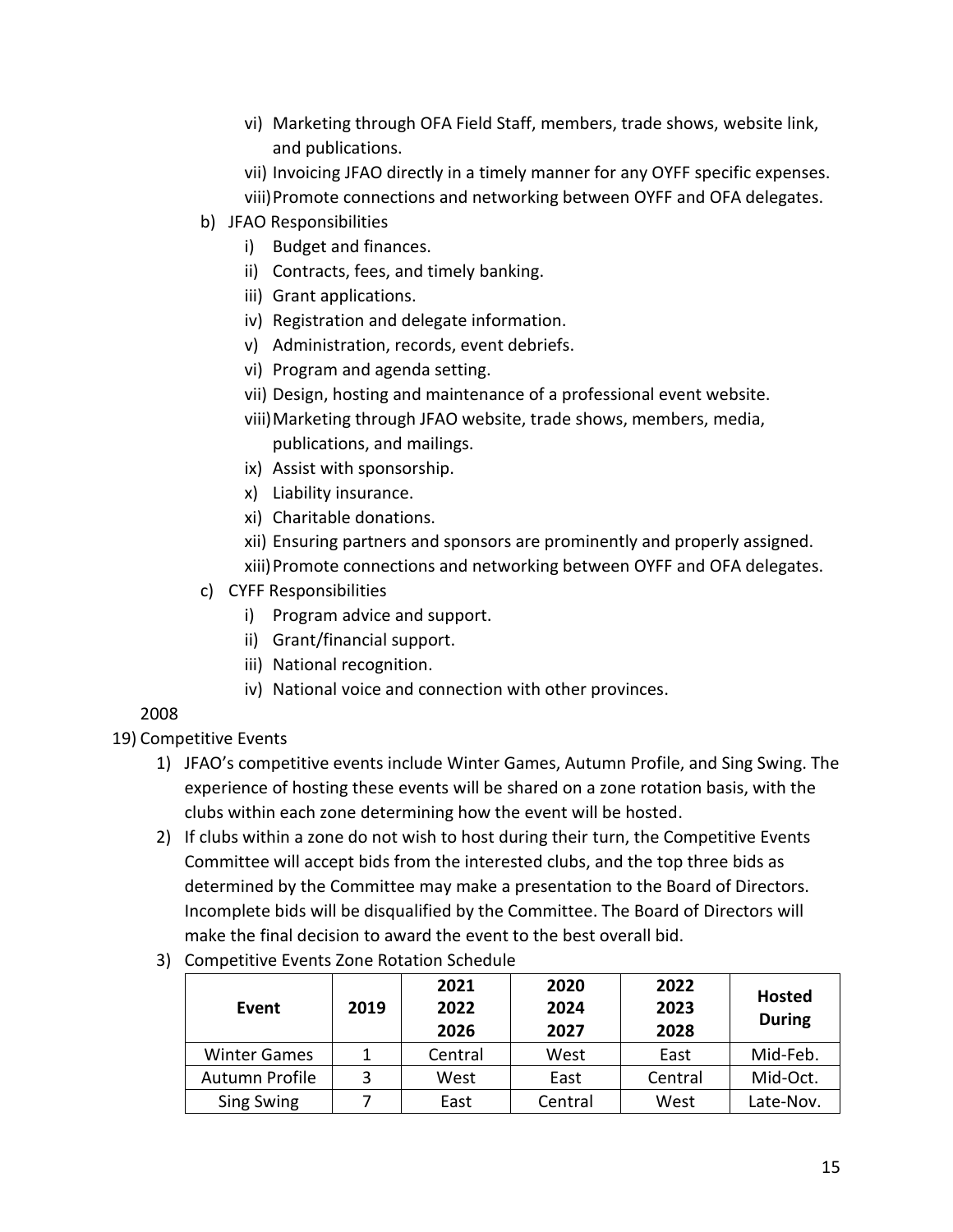vi) Marketing through OFA Field Staff, members, trade shows, website link, and publications.
   vii) Invoicing JFAO directly in a timely manner for any OYFF specific expenses.
   viii) Promote connections and networking between OYFF and OFA delegates.

b) JFAO Responsibilities
   i) Budget and finances.
   ii) Contracts, fees, and timely banking.
   iii) Grant applications.
   iv) Registration and delegate information.
   v) Administration, records, event debriefs.
   vi) Program and agenda setting.
   vii) Design, hosting and maintenance of a professional event website.
   viii) Marketing through JFAO website, trade shows, members, media, publications, and mailings.
   ix) Assist with sponsorship.
   x) Liability insurance.
   xi) Charitable donations.
   xii) Ensuring partners and sponsors are prominently and properly assigned.
   xiii) Promote connections and networking between OYFF and OFA delegates.

c) CYFF Responsibilities
   i) Program advice and support.
   ii) Grant/financial support.
   iii) National recognition.
   iv) National voice and connection with other provinces.

2008

19) Competitive Events
   1) JFAO's competitive events include Winter Games, Autumn Profile, and Sing Swing. The experience of hosting these events will be shared on a zone rotation basis, with the clubs within each zone determining how the event will be hosted.
   2) If clubs within a zone do not wish to host during their turn, the Competitive Events Committee will accept bids from the interested clubs, and the top three bids as determined by the Committee may make a presentation to the Board of Directors. Incomplete bids will be disqualified by the Committee. The Board of Directors will make the final decision to award the event to the best overall bid.
   3) Competitive Events Zone Rotation Schedule

| Event | 2019 | 2021 2022 2026 | 2020 2024 2027 | 2022 2023 2028 | Hosted During |
|---|---|---|---|---|---|
| Winter Games | 1 | Central | West | East | Mid-Feb. |
| Autumn Profile | 3 | West | East | Central | Mid-Oct. |
| Sing Swing | 7 | East | Central | West | Late-Nov. |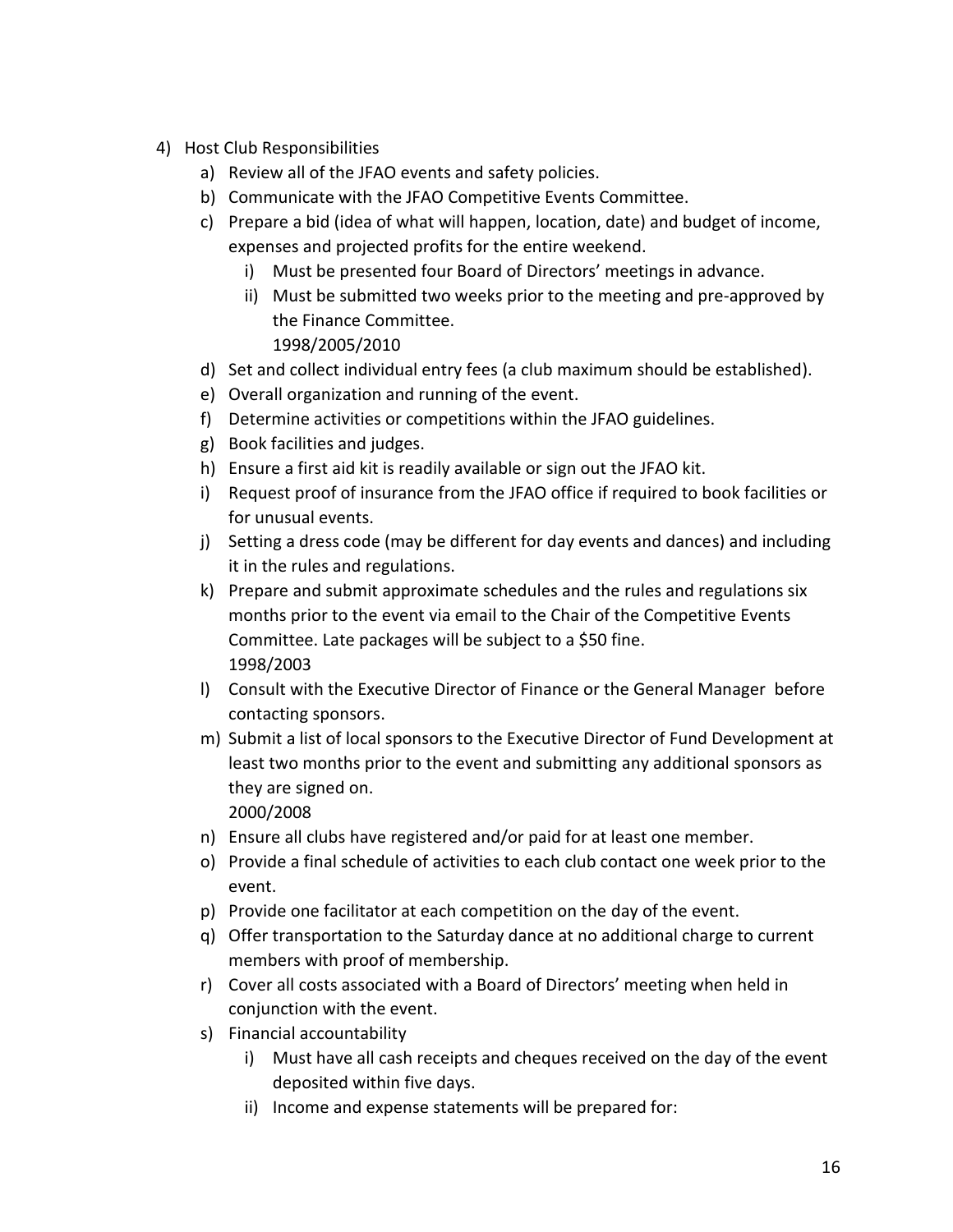4) Host Club Responsibilities
   a) Review all of the JFAO events and safety policies.
   b) Communicate with the JFAO Competitive Events Committee.
   c) Prepare a bid (idea of what will happen, location, date) and budget of income, expenses and projected profits for the entire weekend.
      i) Must be presented four Board of Directors' meetings in advance.
      ii) Must be submitted two weeks prior to the meeting and pre-approved by the Finance Committee.
      1998/2005/2010
   d) Set and collect individual entry fees (a club maximum should be established).
   e) Overall organization and running of the event.
   f) Determine activities or competitions within the JFAO guidelines.
   g) Book facilities and judges.
   h) Ensure a first aid kit is readily available or sign out the JFAO kit.
   i) Request proof of insurance from the JFAO office if required to book facilities or for unusual events.
   j) Setting a dress code (may be different for day events and dances) and including it in the rules and regulations.
   k) Prepare and submit approximate schedules and the rules and regulations six months prior to the event via email to the Chair of the Competitive Events Committee. Late packages will be subject to a $50 fine.
      1998/2003
   l) Consult with the Executive Director of Finance or the General Manager before contacting sponsors.
   m) Submit a list of local sponsors to the Executive Director of Fund Development at least two months prior to the event and submitting any additional sponsors as they are signed on.
      2000/2008
   n) Ensure all clubs have registered and/or paid for at least one member.
   o) Provide a final schedule of activities to each club contact one week prior to the event.
   p) Provide one facilitator at each competition on the day of the event.
   q) Offer transportation to the Saturday dance at no additional charge to current members with proof of membership.
   r) Cover all costs associated with a Board of Directors' meeting when held in conjunction with the event.
   s) Financial accountability
      i) Must have all cash receipts and cheques received on the day of the event deposited within five days.
      ii) Income and expense statements will be prepared for: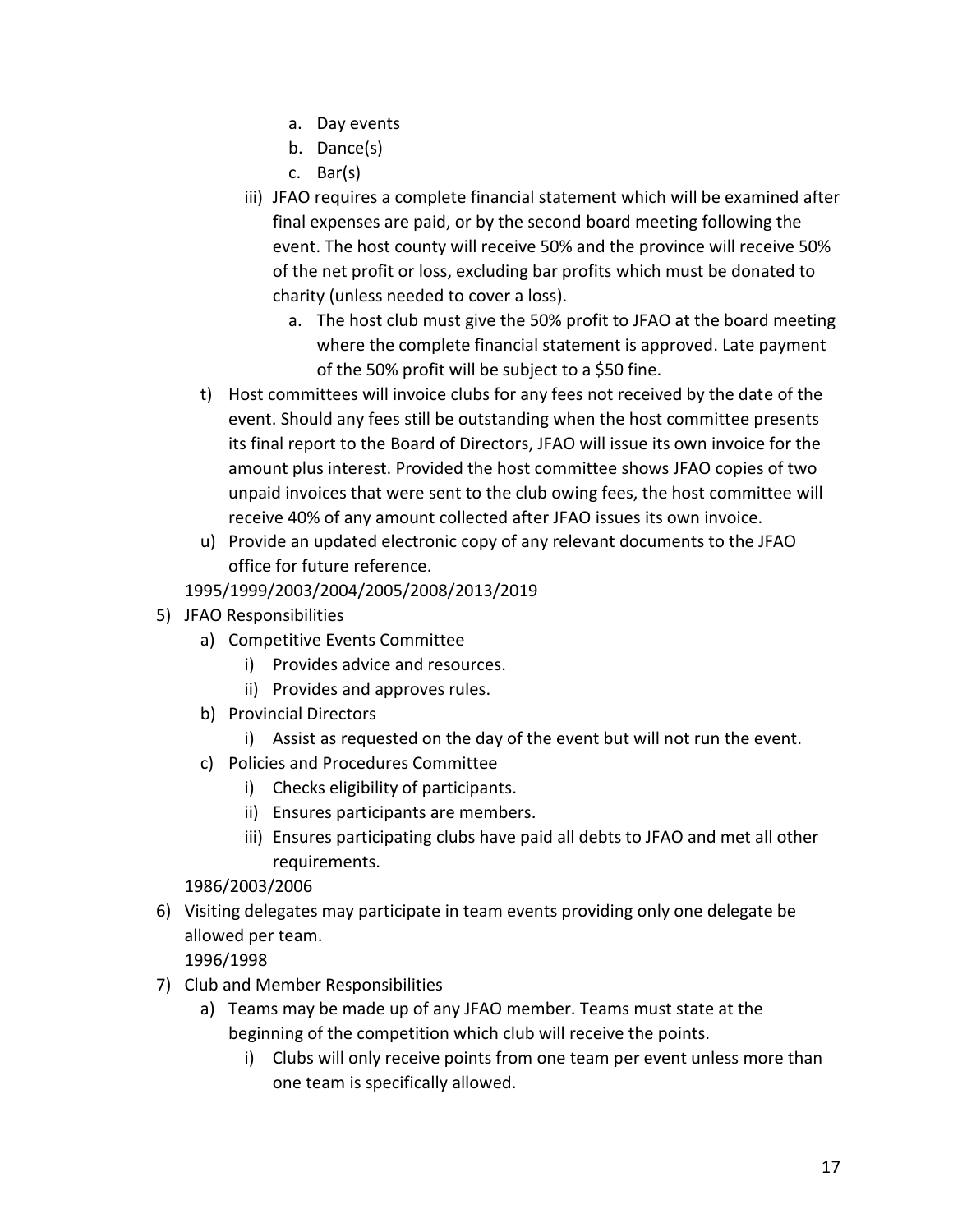- a. Day events
- b. Dance(s)
- c. Bar(s)

iii) JFAO requires a complete financial statement which will be examined after final expenses are paid, or by the second board meeting following the event. The host county will receive 50% and the province will receive 50% of the net profit or loss, excluding bar profits which must be donated to charity (unless needed to cover a loss).

- a. The host club must give the 50% profit to JFAO at the board meeting where the complete financial statement is approved. Late payment of the 50% profit will be subject to a $50 fine.

t) Host committees will invoice clubs for any fees not received by the date of the event. Should any fees still be outstanding when the host committee presents its final report to the Board of Directors, JFAO will issue its own invoice for the amount plus interest. Provided the host committee shows JFAO copies of two unpaid invoices that were sent to the club owing fees, the host committee will receive 40% of any amount collected after JFAO issues its own invoice.

u) Provide an updated electronic copy of any relevant documents to the JFAO office for future reference.

1995/1999/2003/2004/2005/2008/2013/2019

5) JFAO Responsibilities
   a) Competitive Events Committee
      i) Provides advice and resources.
      ii) Provides and approves rules.
   b) Provincial Directors
      i) Assist as requested on the day of the event but will not run the event.
   c) Policies and Procedures Committee
      i) Checks eligibility of participants.
      ii) Ensures participants are members.
      iii) Ensures participating clubs have paid all debts to JFAO and met all other requirements.

1986/2003/2006

6) Visiting delegates may participate in team events providing only one delegate be allowed per team.

1996/1998

7) Club and Member Responsibilities
   a) Teams may be made up of any JFAO member. Teams must state at the beginning of the competition which club will receive the points.
      i) Clubs will only receive points from one team per event unless more than one team is specifically allowed.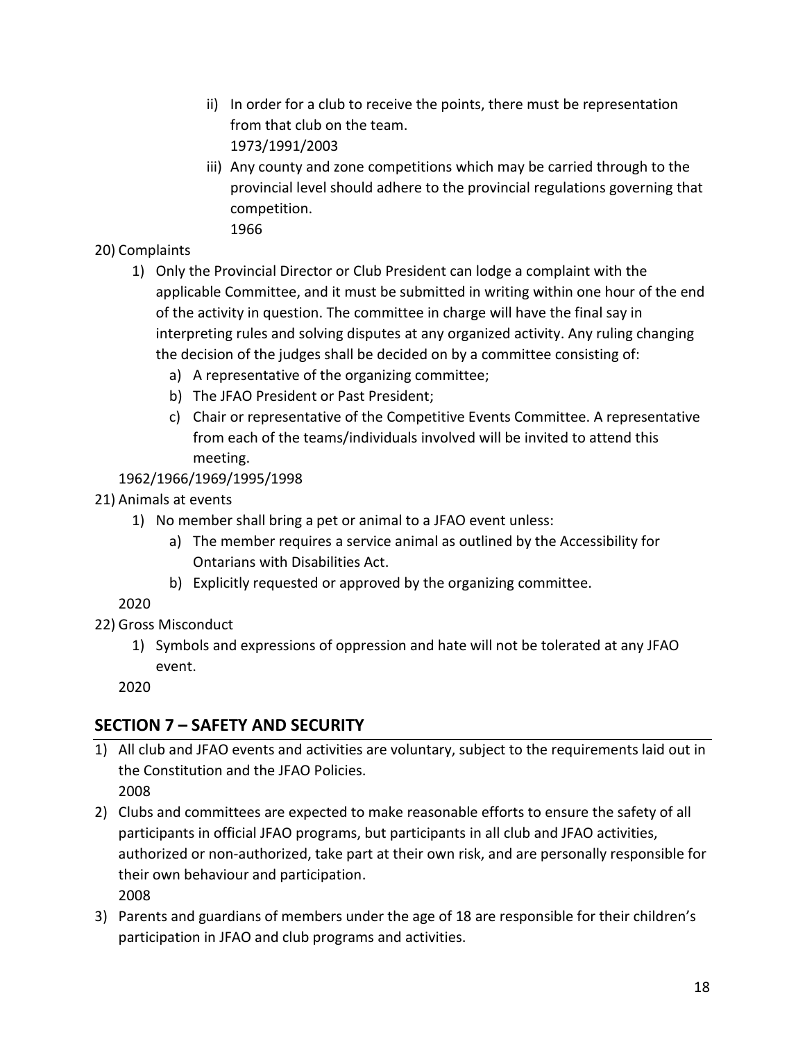ii) In order for a club to receive the points, there must be representation from that club on the team.
   1973/1991/2003
   iii) Any county and zone competitions which may be carried through to the provincial level should adhere to the provincial regulations governing that competition.
   1966

20) Complaints
   1) Only the Provincial Director or Club President can lodge a complaint with the applicable Committee, and it must be submitted in writing within one hour of the end of the activity in question. The committee in charge will have the final say in interpreting rules and solving disputes at any organized activity. Any ruling changing the decision of the judges shall be decided on by a committee consisting of:
      a) A representative of the organizing committee;
      b) The JFAO President or Past President;
      c) Chair or representative of the Competitive Events Committee. A representative from each of the teams/individuals involved will be invited to attend this meeting.

   1962/1966/1969/1995/1998

21) Animals at events
   1) No member shall bring a pet or animal to a JFAO event unless:
      a) The member requires a service animal as outlined by the Accessibility for Ontarians with Disabilities Act.
      b) Explicitly requested or approved by the organizing committee.

   2020

22) Gross Misconduct
   1) Symbols and expressions of oppression and hate will not be tolerated at any JFAO event.

   2020

## SECTION 7 – SAFETY AND SECURITY

1) All club and JFAO events and activities are voluntary, subject to the requirements laid out in the Constitution and the JFAO Policies.
   2008
2) Clubs and committees are expected to make reasonable efforts to ensure the safety of all participants in official JFAO programs, but participants in all club and JFAO activities, authorized or non-authorized, take part at their own risk, and are personally responsible for their own behaviour and participation.
   2008
3) Parents and guardians of members under the age of 18 are responsible for their children's participation in JFAO and club programs and activities.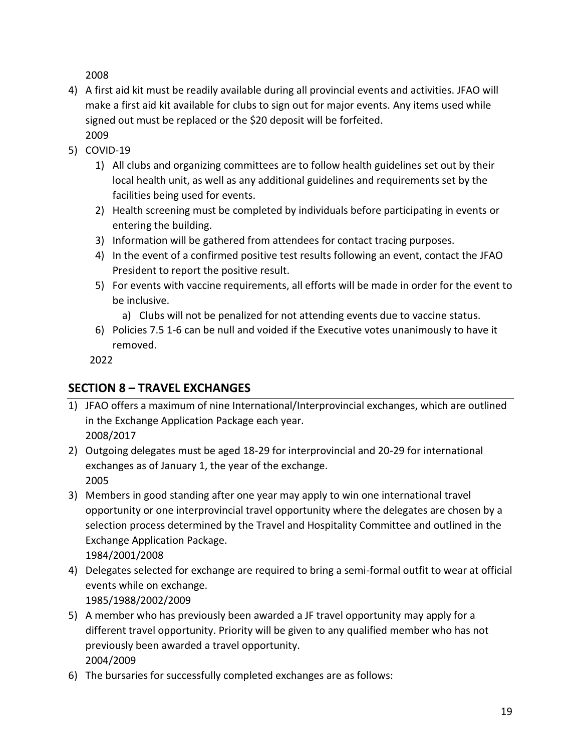2008

4) A first aid kit must be readily available during all provincial events and activities. JFAO will make a first aid kit available for clubs to sign out for major events. Any items used while signed out must be replaced or the $20 deposit will be forfeited.
   2009
5) COVID-19
   1) All clubs and organizing committees are to follow health guidelines set out by their local health unit, as well as any additional guidelines and requirements set by the facilities being used for events.
   2) Health screening must be completed by individuals before participating in events or entering the building.
   3) Information will be gathered from attendees for contact tracing purposes.
   4) In the event of a confirmed positive test results following an event, contact the JFAO President to report the positive result.
   5) For events with vaccine requirements, all efforts will be made in order for the event to be inclusive.
      a) Clubs will not be penalized for not attending events due to vaccine status.
   6) Policies 7.5 1-6 can be null and voided if the Executive votes unanimously to have it removed.

   2022

## SECTION 8 – TRAVEL EXCHANGES

1) JFAO offers a maximum of nine International/Interprovincial exchanges, which are outlined in the Exchange Application Package each year.
   2008/2017
2) Outgoing delegates must be aged 18-29 for interprovincial and 20-29 for international exchanges as of January 1, the year of the exchange.
   2005
3) Members in good standing after one year may apply to win one international travel opportunity or one interprovincial travel opportunity where the delegates are chosen by a selection process determined by the Travel and Hospitality Committee and outlined in the Exchange Application Package.
   1984/2001/2008
4) Delegates selected for exchange are required to bring a semi-formal outfit to wear at official events while on exchange.
   1985/1988/2002/2009
5) A member who has previously been awarded a JF travel opportunity may apply for a different travel opportunity. Priority will be given to any qualified member who has not previously been awarded a travel opportunity.
   2004/2009
6) The bursaries for successfully completed exchanges are as follows: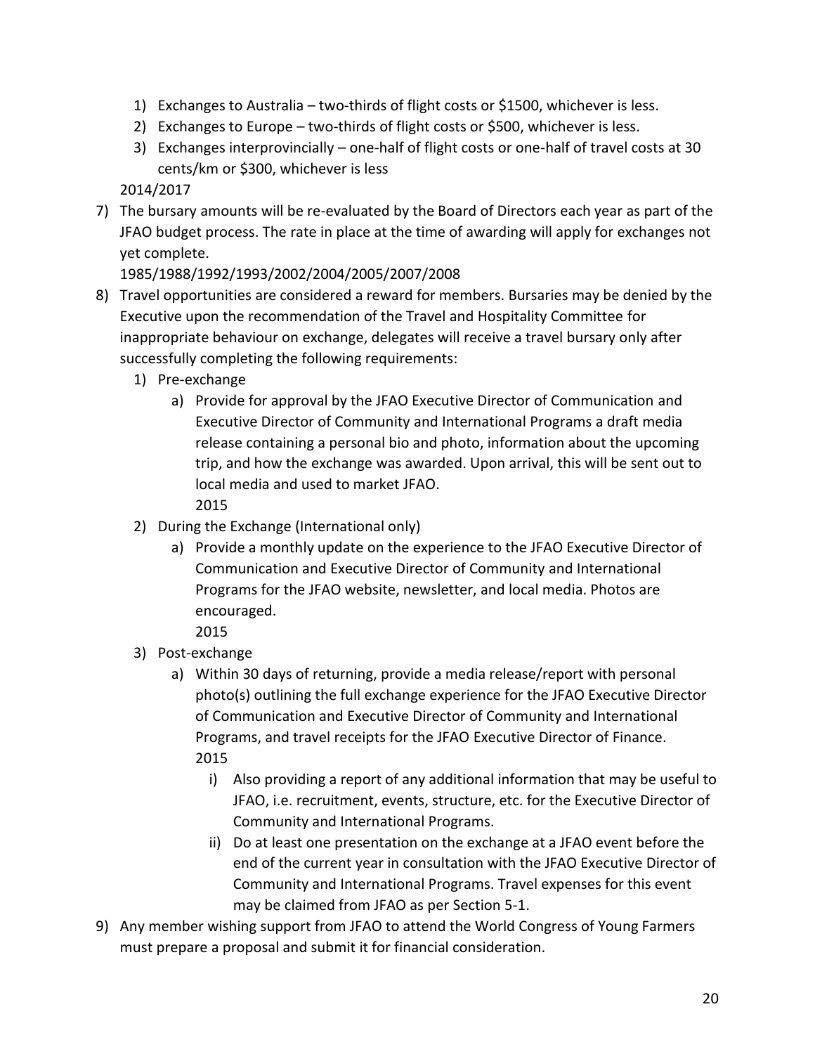1) Exchanges to Australia – two-thirds of flight costs or $1500, whichever is less.
2) Exchanges to Europe – two-thirds of flight costs or $500, whichever is less.
3) Exchanges interprovincially – one-half of flight costs or one-half of travel costs at 30 cents/km or $300, whichever is less

2014/2017

7) The bursary amounts will be re-evaluated by the Board of Directors each year as part of the JFAO budget process. The rate in place at the time of awarding will apply for exchanges not yet complete.

   1985/1988/1992/1993/2002/2004/2005/2007/2008

8) Travel opportunities are considered a reward for members. Bursaries may be denied by the Executive upon the recommendation of the Travel and Hospitality Committee for inappropriate behaviour on exchange, delegates will receive a travel bursary only after successfully completing the following requirements:
   1) Pre-exchange
      a) Provide for approval by the JFAO Executive Director of Communication and Executive Director of Community and International Programs a draft media release containing a personal bio and photo, information about the upcoming trip, and how the exchange was awarded. Upon arrival, this will be sent out to local media and used to market JFAO.

         2015
   2) During the Exchange (International only)
      a) Provide a monthly update on the experience to the JFAO Executive Director of Communication and Executive Director of Community and International Programs for the JFAO website, newsletter, and local media. Photos are encouraged.

         2015
   3) Post-exchange
      a) Within 30 days of returning, provide a media release/report with personal photo(s) outlining the full exchange experience for the JFAO Executive Director of Communication and Executive Director of Community and International Programs, and travel receipts for the JFAO Executive Director of Finance.

         2015
         i) Also providing a report of any additional information that may be useful to JFAO, i.e. recruitment, events, structure, etc. for the Executive Director of Community and International Programs.
         ii) Do at least one presentation on the exchange at a JFAO event before the end of the current year in consultation with the JFAO Executive Director of Community and International Programs. Travel expenses for this event may be claimed from JFAO as per Section 5-1.
9) Any member wishing support from JFAO to attend the World Congress of Young Farmers must prepare a proposal and submit it for financial consideration.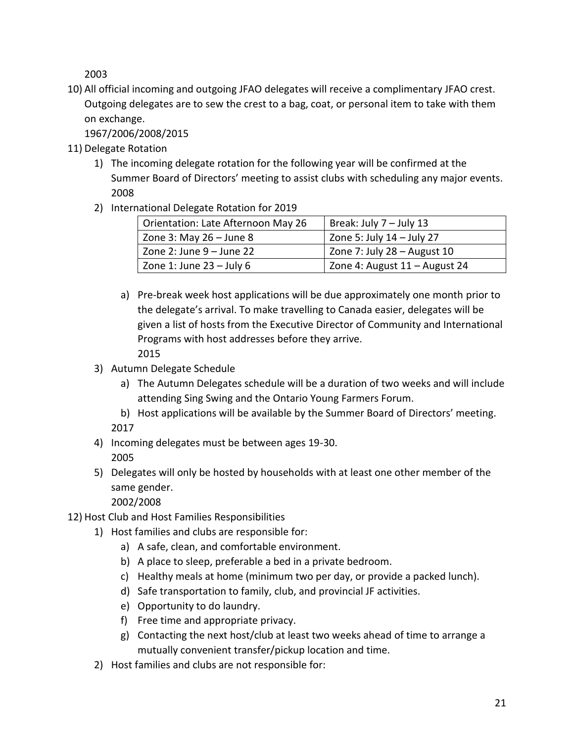2003

10) All official incoming and outgoing JFAO delegates will receive a complimentary JFAO crest. Outgoing delegates are to sew the crest to a bag, coat, or personal item to take with them on exchange.
    1967/2006/2008/2015

11) Delegate Rotation
    1) The incoming delegate rotation for the following year will be confirmed at the Summer Board of Directors' meeting to assist clubs with scheduling any major events.
       2008
    2) International Delegate Rotation for 2019

| Orientation: Late Afternoon May 26 | Break: July 7 – July 13 |
|---|---|
| Zone 3: May 26 – June 8 | Zone 5: July 14 – July 27 |
| Zone 2: June 9 – June 22 | Zone 7: July 28 – August 10 |
| Zone 1: June 23 – July 6 | Zone 4: August 11 – August 24 |

       a) Pre-break week host applications will be due approximately one month prior to the delegate's arrival. To make travelling to Canada easier, delegates will be given a list of hosts from the Executive Director of Community and International Programs with host addresses before they arrive.
          2015
    3) Autumn Delegate Schedule
       a) The Autumn Delegates schedule will be a duration of two weeks and will include attending Sing Swing and the Ontario Young Farmers Forum.
       b) Host applications will be available by the Summer Board of Directors' meeting.
       2017
    4) Incoming delegates must be between ages 19-30.
       2005
    5) Delegates will only be hosted by households with at least one other member of the same gender.
       2002/2008

12) Host Club and Host Families Responsibilities
    1) Host families and clubs are responsible for:
       a) A safe, clean, and comfortable environment.
       b) A place to sleep, preferable a bed in a private bedroom.
       c) Healthy meals at home (minimum two per day, or provide a packed lunch).
       d) Safe transportation to family, club, and provincial JF activities.
       e) Opportunity to do laundry.
       f) Free time and appropriate privacy.
       g) Contacting the next host/club at least two weeks ahead of time to arrange a mutually convenient transfer/pickup location and time.
    2) Host families and clubs are not responsible for: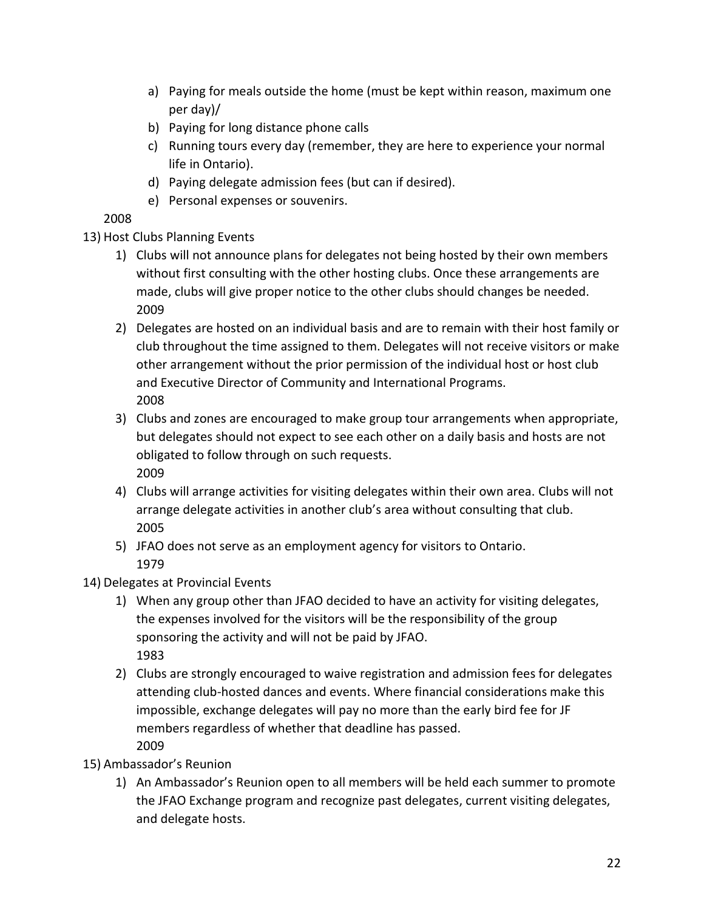a) Paying for meals outside the home (must be kept within reason, maximum one per day)/
b) Paying for long distance phone calls
c) Running tours every day (remember, they are here to experience your normal life in Ontario).
d) Paying delegate admission fees (but can if desired).
e) Personal expenses or souvenirs.

2008

13) Host Clubs Planning Events
    1) Clubs will not announce plans for delegates not being hosted by their own members without first consulting with the other hosting clubs. Once these arrangements are made, clubs will give proper notice to the other clubs should changes be needed.
       2009
    2) Delegates are hosted on an individual basis and are to remain with their host family or club throughout the time assigned to them. Delegates will not receive visitors or make other arrangement without the prior permission of the individual host or host club and Executive Director of Community and International Programs.
       2008
    3) Clubs and zones are encouraged to make group tour arrangements when appropriate, but delegates should not expect to see each other on a daily basis and hosts are not obligated to follow through on such requests.
       2009
    4) Clubs will arrange activities for visiting delegates within their own area. Clubs will not arrange delegate activities in another club's area without consulting that club.
       2005
    5) JFAO does not serve as an employment agency for visitors to Ontario.
       1979
14) Delegates at Provincial Events
    1) When any group other than JFAO decided to have an activity for visiting delegates, the expenses involved for the visitors will be the responsibility of the group sponsoring the activity and will not be paid by JFAO.
       1983
    2) Clubs are strongly encouraged to waive registration and admission fees for delegates attending club-hosted dances and events. Where financial considerations make this impossible, exchange delegates will pay no more than the early bird fee for JF members regardless of whether that deadline has passed.
       2009
15) Ambassador's Reunion
    1) An Ambassador's Reunion open to all members will be held each summer to promote the JFAO Exchange program and recognize past delegates, current visiting delegates, and delegate hosts.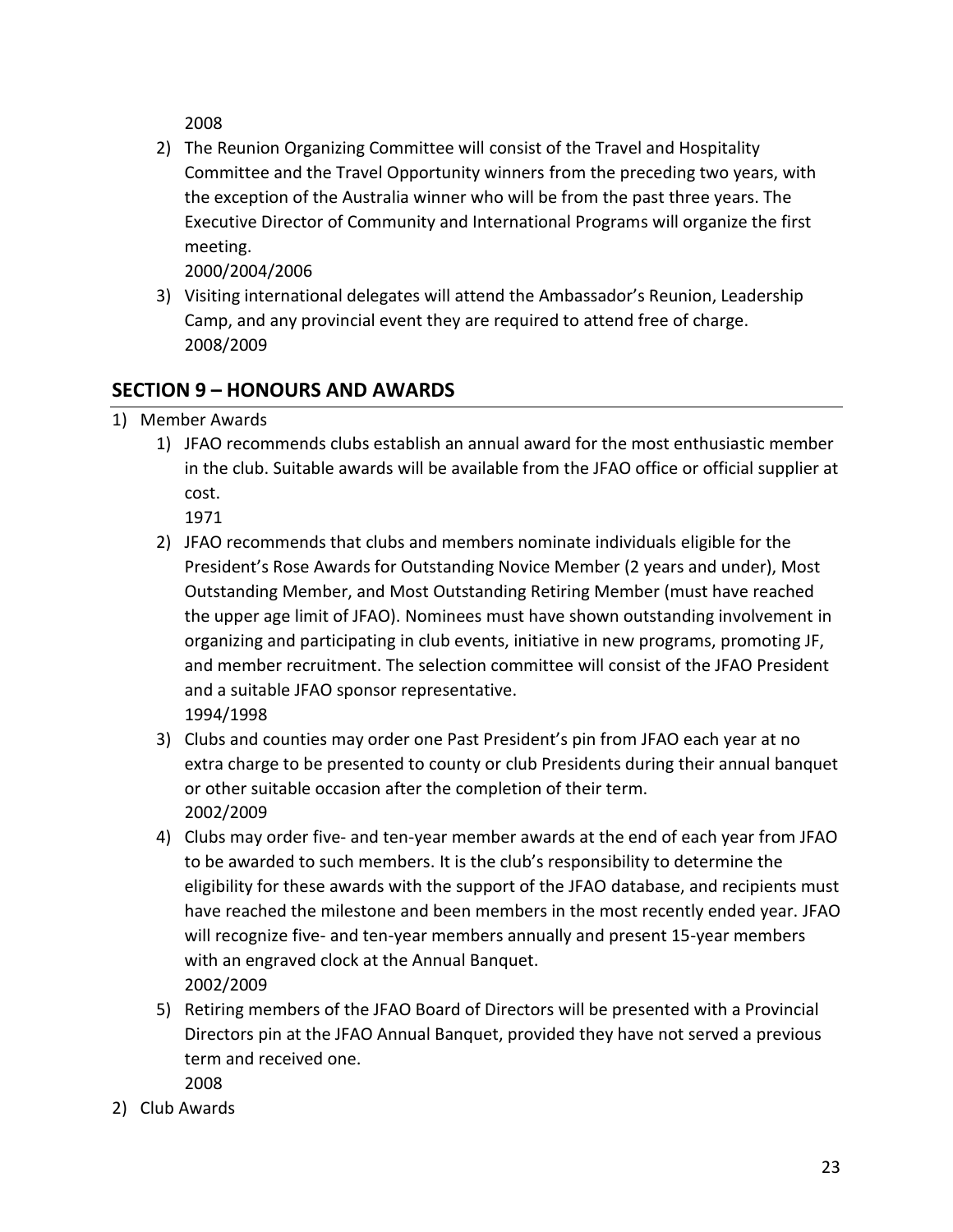2008

2) The Reunion Organizing Committee will consist of the Travel and Hospitality Committee and the Travel Opportunity winners from the preceding two years, with the exception of the Australia winner who will be from the past three years. The Executive Director of Community and International Programs will organize the first meeting.
   2000/2004/2006
3) Visiting international delegates will attend the Ambassador's Reunion, Leadership Camp, and any provincial event they are required to attend free of charge.
   2008/2009

## SECTION 9 – HONOURS AND AWARDS

1) Member Awards
   1) JFAO recommends clubs establish an annual award for the most enthusiastic member in the club. Suitable awards will be available from the JFAO office or official supplier at cost.
      1971
   2) JFAO recommends that clubs and members nominate individuals eligible for the President's Rose Awards for Outstanding Novice Member (2 years and under), Most Outstanding Member, and Most Outstanding Retiring Member (must have reached the upper age limit of JFAO). Nominees must have shown outstanding involvement in organizing and participating in club events, initiative in new programs, promoting JF, and member recruitment. The selection committee will consist of the JFAO President and a suitable JFAO sponsor representative.
      1994/1998
   3) Clubs and counties may order one Past President's pin from JFAO each year at no extra charge to be presented to county or club Presidents during their annual banquet or other suitable occasion after the completion of their term.
      2002/2009
   4) Clubs may order five- and ten-year member awards at the end of each year from JFAO to be awarded to such members. It is the club's responsibility to determine the eligibility for these awards with the support of the JFAO database, and recipients must have reached the milestone and been members in the most recently ended year. JFAO will recognize five- and ten-year members annually and present 15-year members with an engraved clock at the Annual Banquet.
      2002/2009
   5) Retiring members of the JFAO Board of Directors will be presented with a Provincial Directors pin at the JFAO Annual Banquet, provided they have not served a previous term and received one.
      2008
2) Club Awards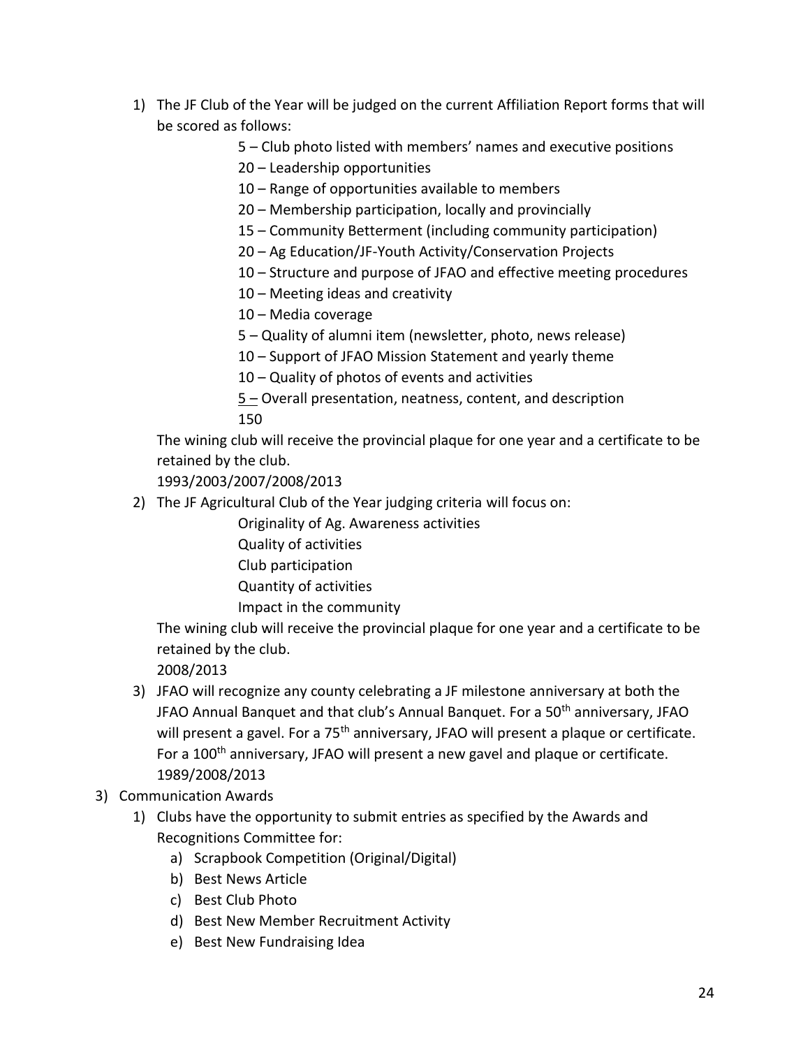1) The JF Club of the Year will be judged on the current Affiliation Report forms that will be scored as follows:

   5 – Club photo listed with members' names and executive positions
   20 – Leadership opportunities
   10 – Range of opportunities available to members
   20 – Membership participation, locally and provincially
   15 – Community Betterment (including community participation)
   20 – Ag Education/JF-Youth Activity/Conservation Projects
   10 – Structure and purpose of JFAO and effective meeting procedures
   10 – Meeting ideas and creativity
   10 – Media coverage
   5 – Quality of alumni item (newsletter, photo, news release)
   10 – Support of JFAO Mission Statement and yearly theme
   10 – Quality of photos of events and activities
   <u>5 –</u> Overall presentation, neatness, content, and description
   150

   The wining club will receive the provincial plaque for one year and a certificate to be retained by the club.
   1993/2003/2007/2008/2013

2) The JF Agricultural Club of the Year judging criteria will focus on:

   Originality of Ag. Awareness activities
   Quality of activities
   Club participation
   Quantity of activities
   Impact in the community

   The wining club will receive the provincial plaque for one year and a certificate to be retained by the club.
   2008/2013

3) JFAO will recognize any county celebrating a JF milestone anniversary at both the JFAO Annual Banquet and that club's Annual Banquet. For a 50th anniversary, JFAO will present a gavel. For a 75th anniversary, JFAO will present a plaque or certificate. For a 100th anniversary, JFAO will present a new gavel and plaque or certificate.
   1989/2008/2013

3) Communication Awards
   1) Clubs have the opportunity to submit entries as specified by the Awards and Recognitions Committee for:
      a) Scrapbook Competition (Original/Digital)
      b) Best News Article
      c) Best Club Photo
      d) Best New Member Recruitment Activity
      e) Best New Fundraising Idea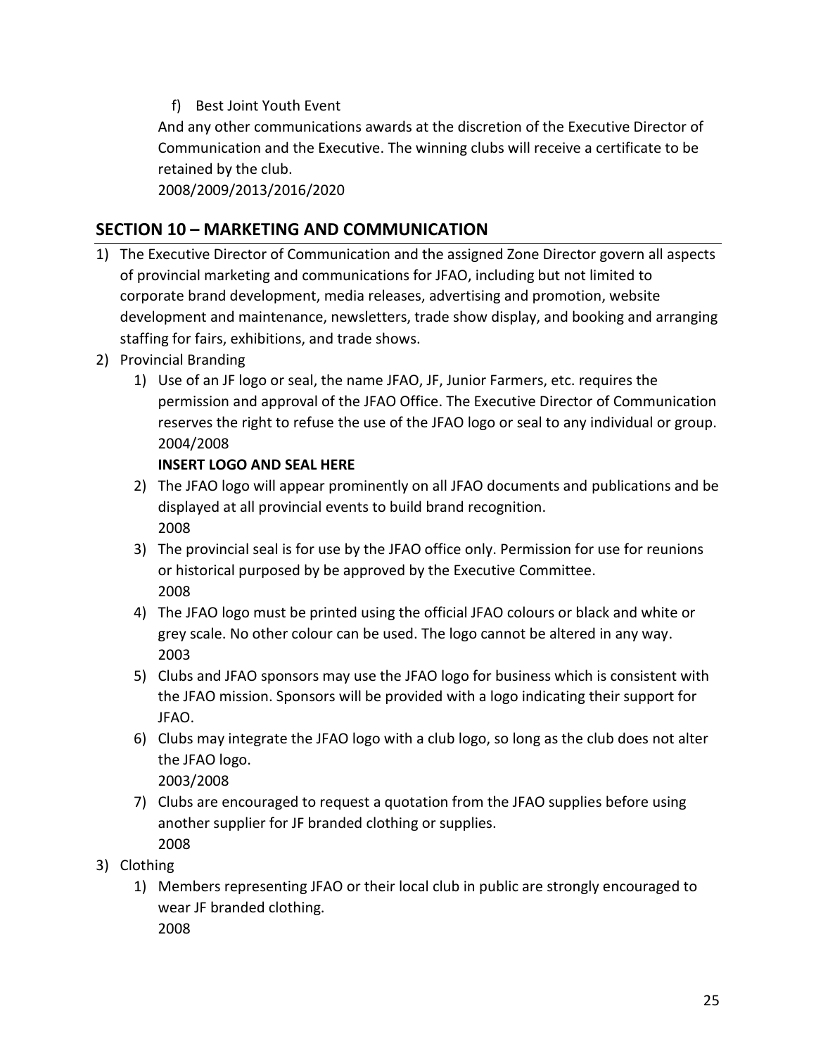f) Best Joint Youth Event

And any other communications awards at the discretion of the Executive Director of Communication and the Executive. The winning clubs will receive a certificate to be retained by the club.
2008/2009/2013/2016/2020

## SECTION 10 – MARKETING AND COMMUNICATION

1) The Executive Director of Communication and the assigned Zone Director govern all aspects of provincial marketing and communications for JFAO, including but not limited to corporate brand development, media releases, advertising and promotion, website development and maintenance, newsletters, trade show display, and booking and arranging staffing for fairs, exhibitions, and trade shows.
2) Provincial Branding
    1) Use of an JF logo or seal, the name JFAO, JF, Junior Farmers, etc. requires the permission and approval of the JFAO Office. The Executive Director of Communication reserves the right to refuse the use of the JFAO logo or seal to any individual or group.
    2004/2008

    **INSERT LOGO AND SEAL HERE**
    2) The JFAO logo will appear prominently on all JFAO documents and publications and be displayed at all provincial events to build brand recognition.
    2008
    3) The provincial seal is for use by the JFAO office only. Permission for use for reunions or historical purposed by be approved by the Executive Committee.
    2008
    4) The JFAO logo must be printed using the official JFAO colours or black and white or grey scale. No other colour can be used. The logo cannot be altered in any way.
    2003
    5) Clubs and JFAO sponsors may use the JFAO logo for business which is consistent with the JFAO mission. Sponsors will be provided with a logo indicating their support for JFAO.
    6) Clubs may integrate the JFAO logo with a club logo, so long as the club does not alter the JFAO logo.
    2003/2008
    7) Clubs are encouraged to request a quotation from the JFAO supplies before using another supplier for JF branded clothing or supplies.
    2008
3) Clothing
    1) Members representing JFAO or their local club in public are strongly encouraged to wear JF branded clothing.
    2008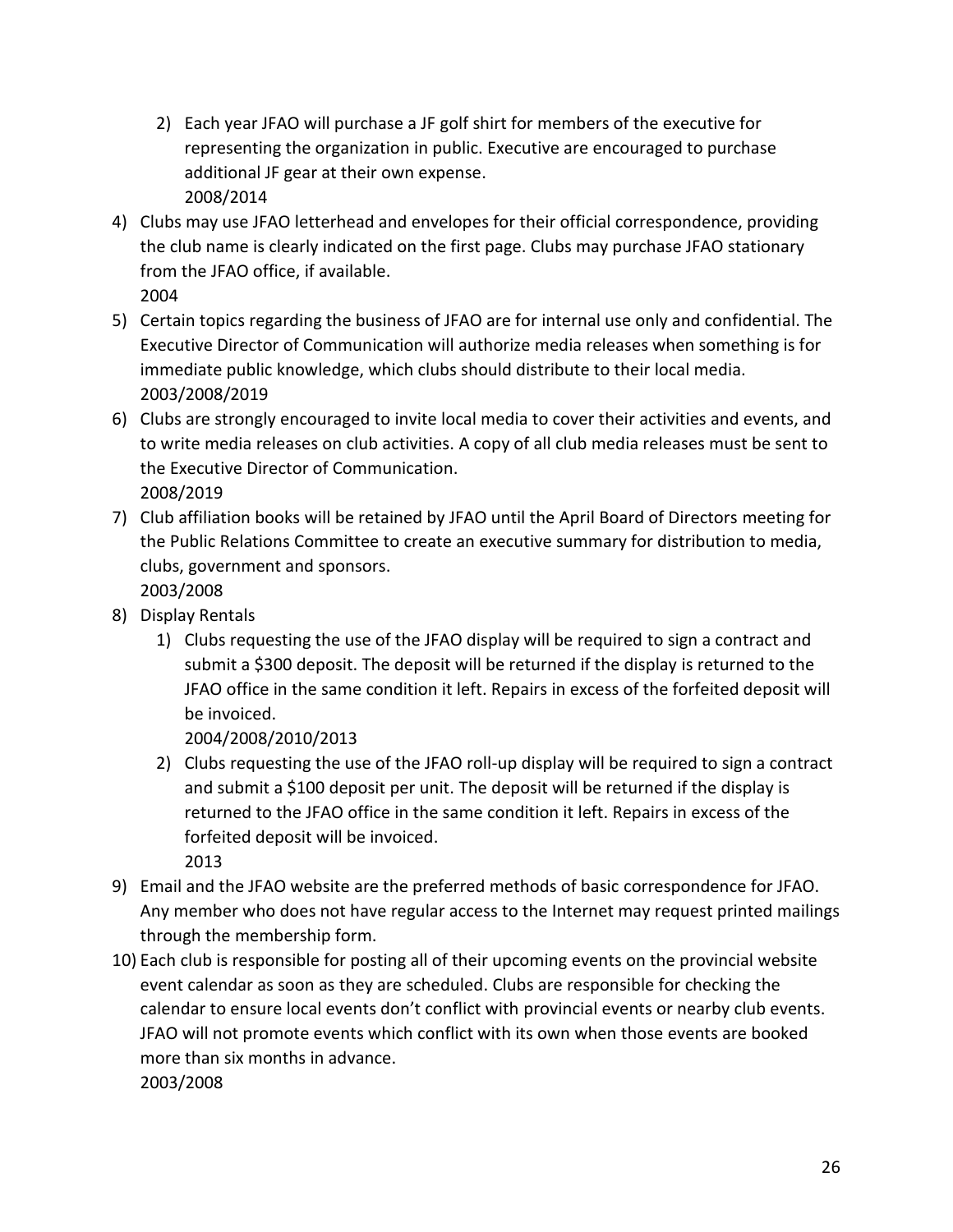2) Each year JFAO will purchase a JF golf shirt for members of the executive for representing the organization in public. Executive are encouraged to purchase additional JF gear at their own expense.
       2008/2014

4) Clubs may use JFAO letterhead and envelopes for their official correspondence, providing the club name is clearly indicated on the first page. Clubs may purchase JFAO stationary from the JFAO office, if available.
   2004
5) Certain topics regarding the business of JFAO are for internal use only and confidential. The Executive Director of Communication will authorize media releases when something is for immediate public knowledge, which clubs should distribute to their local media.
   2003/2008/2019
6) Clubs are strongly encouraged to invite local media to cover their activities and events, and to write media releases on club activities. A copy of all club media releases must be sent to the Executive Director of Communication.
   2008/2019
7) Club affiliation books will be retained by JFAO until the April Board of Directors meeting for the Public Relations Committee to create an executive summary for distribution to media, clubs, government and sponsors.
   2003/2008
8) Display Rentals
    1) Clubs requesting the use of the JFAO display will be required to sign a contract and submit a $300 deposit. The deposit will be returned if the display is returned to the JFAO office in the same condition it left. Repairs in excess of the forfeited deposit will be invoiced.
       2004/2008/2010/2013
    2) Clubs requesting the use of the JFAO roll-up display will be required to sign a contract and submit a $100 deposit per unit. The deposit will be returned if the display is returned to the JFAO office in the same condition it left. Repairs in excess of the forfeited deposit will be invoiced.
       2013
9) Email and the JFAO website are the preferred methods of basic correspondence for JFAO. Any member who does not have regular access to the Internet may request printed mailings through the membership form.
10) Each club is responsible for posting all of their upcoming events on the provincial website event calendar as soon as they are scheduled. Clubs are responsible for checking the calendar to ensure local events don't conflict with provincial events or nearby club events. JFAO will not promote events which conflict with its own when those events are booked more than six months in advance.
    2003/2008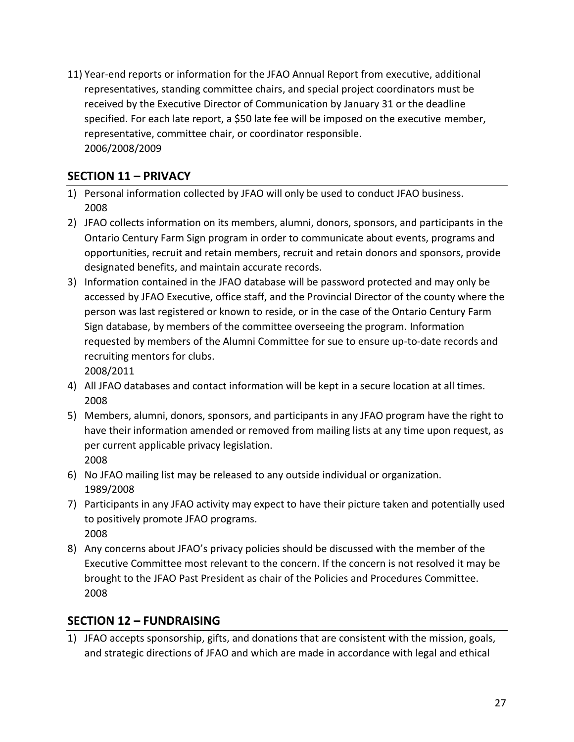11) Year-end reports or information for the JFAO Annual Report from executive, additional representatives, standing committee chairs, and special project coordinators must be received by the Executive Director of Communication by January 31 or the deadline specified. For each late report, a $50 late fee will be imposed on the executive member, representative, committee chair, or coordinator responsible.
    2006/2008/2009

## SECTION 11 – PRIVACY

1) Personal information collected by JFAO will only be used to conduct JFAO business.
   2008
2) JFAO collects information on its members, alumni, donors, sponsors, and participants in the Ontario Century Farm Sign program in order to communicate about events, programs and opportunities, recruit and retain members, recruit and retain donors and sponsors, provide designated benefits, and maintain accurate records.
3) Information contained in the JFAO database will be password protected and may only be accessed by JFAO Executive, office staff, and the Provincial Director of the county where the person was last registered or known to reside, or in the case of the Ontario Century Farm Sign database, by members of the committee overseeing the program. Information requested by members of the Alumni Committee for sue to ensure up-to-date records and recruiting mentors for clubs.
   2008/2011
4) All JFAO databases and contact information will be kept in a secure location at all times.
   2008
5) Members, alumni, donors, sponsors, and participants in any JFAO program have the right to have their information amended or removed from mailing lists at any time upon request, as per current applicable privacy legislation.
   2008
6) No JFAO mailing list may be released to any outside individual or organization.
   1989/2008
7) Participants in any JFAO activity may expect to have their picture taken and potentially used to positively promote JFAO programs.
   2008
8) Any concerns about JFAO's privacy policies should be discussed with the member of the Executive Committee most relevant to the concern. If the concern is not resolved it may be brought to the JFAO Past President as chair of the Policies and Procedures Committee.
   2008

## SECTION 12 – FUNDRAISING

1) JFAO accepts sponsorship, gifts, and donations that are consistent with the mission, goals, and strategic directions of JFAO and which are made in accordance with legal and ethical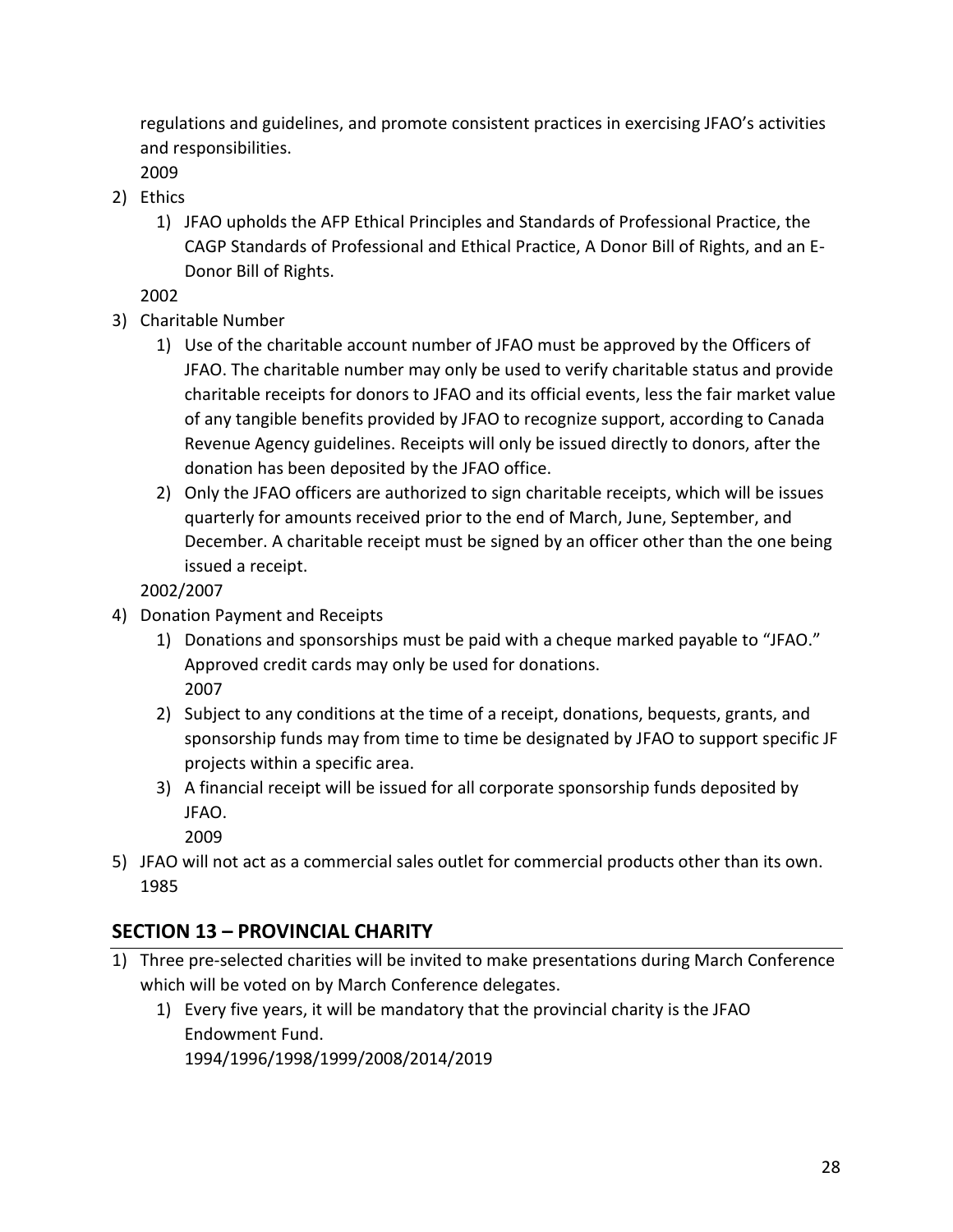regulations and guidelines, and promote consistent practices in exercising JFAO's activities and responsibilities.
2009

2) Ethics
    1) JFAO upholds the AFP Ethical Principles and Standards of Professional Practice, the CAGP Standards of Professional and Ethical Practice, A Donor Bill of Rights, and an E-Donor Bill of Rights.

    2002

3) Charitable Number
    1) Use of the charitable account number of JFAO must be approved by the Officers of JFAO. The charitable number may only be used to verify charitable status and provide charitable receipts for donors to JFAO and its official events, less the fair market value of any tangible benefits provided by JFAO to recognize support, according to Canada Revenue Agency guidelines. Receipts will only be issued directly to donors, after the donation has been deposited by the JFAO office.
    2) Only the JFAO officers are authorized to sign charitable receipts, which will be issues quarterly for amounts received prior to the end of March, June, September, and December. A charitable receipt must be signed by an officer other than the one being issued a receipt.

    2002/2007

4) Donation Payment and Receipts
    1) Donations and sponsorships must be paid with a cheque marked payable to "JFAO." Approved credit cards may only be used for donations.
    2007
    2) Subject to any conditions at the time of a receipt, donations, bequests, grants, and sponsorship funds may from time to time be designated by JFAO to support specific JF projects within a specific area.
    3) A financial receipt will be issued for all corporate sponsorship funds deposited by JFAO.
    2009

5) JFAO will not act as a commercial sales outlet for commercial products other than its own.
1985

## SECTION 13 – PROVINCIAL CHARITY

1) Three pre-selected charities will be invited to make presentations during March Conference which will be voted on by March Conference delegates.
    1) Every five years, it will be mandatory that the provincial charity is the JFAO Endowment Fund.
    1994/1996/1998/1999/2008/2014/2019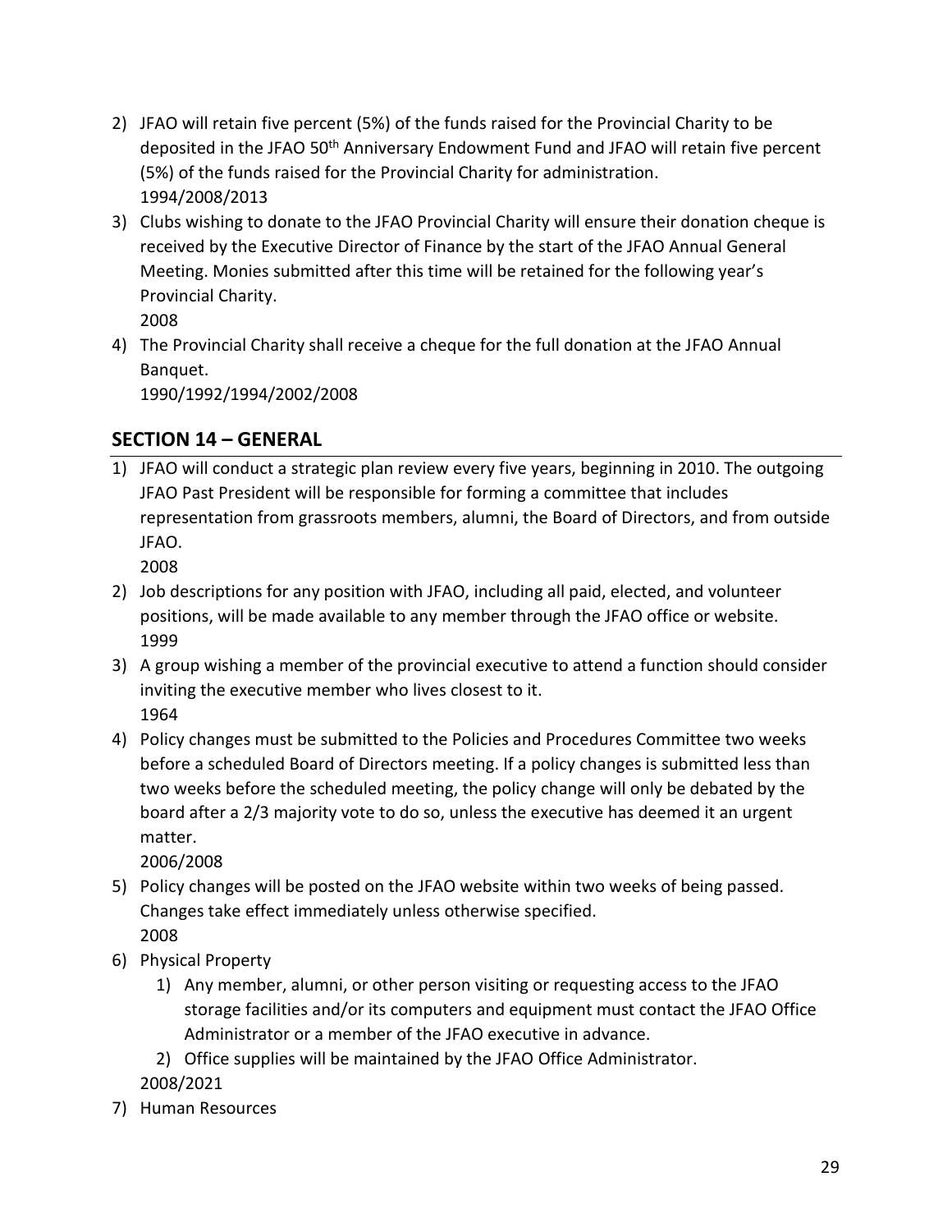2) JFAO will retain five percent (5%) of the funds raised for the Provincial Charity to be deposited in the JFAO 50th Anniversary Endowment Fund and JFAO will retain five percent (5%) of the funds raised for the Provincial Charity for administration.
   1994/2008/2013
3) Clubs wishing to donate to the JFAO Provincial Charity will ensure their donation cheque is received by the Executive Director of Finance by the start of the JFAO Annual General Meeting. Monies submitted after this time will be retained for the following year's Provincial Charity.
   2008
4) The Provincial Charity shall receive a cheque for the full donation at the JFAO Annual Banquet.
   1990/1992/1994/2002/2008

## SECTION 14 – GENERAL

1) JFAO will conduct a strategic plan review every five years, beginning in 2010. The outgoing JFAO Past President will be responsible for forming a committee that includes representation from grassroots members, alumni, the Board of Directors, and from outside JFAO.
   2008
2) Job descriptions for any position with JFAO, including all paid, elected, and volunteer positions, will be made available to any member through the JFAO office or website.
   1999
3) A group wishing a member of the provincial executive to attend a function should consider inviting the executive member who lives closest to it.
   1964
4) Policy changes must be submitted to the Policies and Procedures Committee two weeks before a scheduled Board of Directors meeting. If a policy changes is submitted less than two weeks before the scheduled meeting, the policy change will only be debated by the board after a 2/3 majority vote to do so, unless the executive has deemed it an urgent matter.
   2006/2008
5) Policy changes will be posted on the JFAO website within two weeks of being passed. Changes take effect immediately unless otherwise specified.
   2008
6) Physical Property
   1) Any member, alumni, or other person visiting or requesting access to the JFAO storage facilities and/or its computers and equipment must contact the JFAO Office Administrator or a member of the JFAO executive in advance.
   2) Office supplies will be maintained by the JFAO Office Administrator.

   2008/2021
7) Human Resources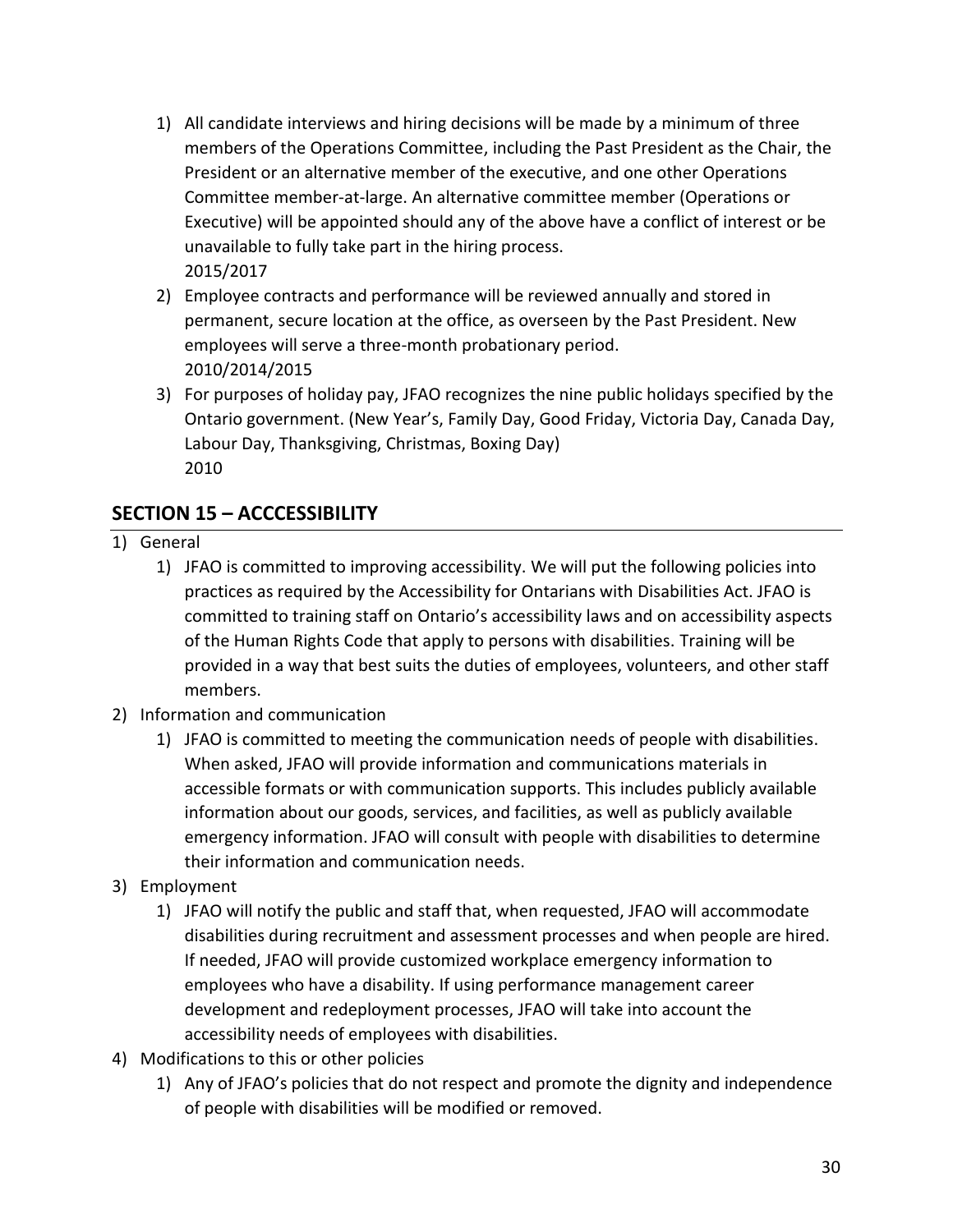1) All candidate interviews and hiring decisions will be made by a minimum of three members of the Operations Committee, including the Past President as the Chair, the President or an alternative member of the executive, and one other Operations Committee member-at-large. An alternative committee member (Operations or Executive) will be appointed should any of the above have a conflict of interest or be unavailable to fully take part in the hiring process.
   2015/2017
2) Employee contracts and performance will be reviewed annually and stored in permanent, secure location at the office, as overseen by the Past President. New employees will serve a three-month probationary period.
   2010/2014/2015
3) For purposes of holiday pay, JFAO recognizes the nine public holidays specified by the Ontario government. (New Year's, Family Day, Good Friday, Victoria Day, Canada Day, Labour Day, Thanksgiving, Christmas, Boxing Day)
   2010

## SECTION 15 – ACCCESSIBILITY

1) General
   1) JFAO is committed to improving accessibility. We will put the following policies into practices as required by the Accessibility for Ontarians with Disabilities Act. JFAO is committed to training staff on Ontario's accessibility laws and on accessibility aspects of the Human Rights Code that apply to persons with disabilities. Training will be provided in a way that best suits the duties of employees, volunteers, and other staff members.
2) Information and communication
   1) JFAO is committed to meeting the communication needs of people with disabilities. When asked, JFAO will provide information and communications materials in accessible formats or with communication supports. This includes publicly available information about our goods, services, and facilities, as well as publicly available emergency information. JFAO will consult with people with disabilities to determine their information and communication needs.
3) Employment
   1) JFAO will notify the public and staff that, when requested, JFAO will accommodate disabilities during recruitment and assessment processes and when people are hired. If needed, JFAO will provide customized workplace emergency information to employees who have a disability. If using performance management career development and redeployment processes, JFAO will take into account the accessibility needs of employees with disabilities.
4) Modifications to this or other policies
   1) Any of JFAO's policies that do not respect and promote the dignity and independence of people with disabilities will be modified or removed.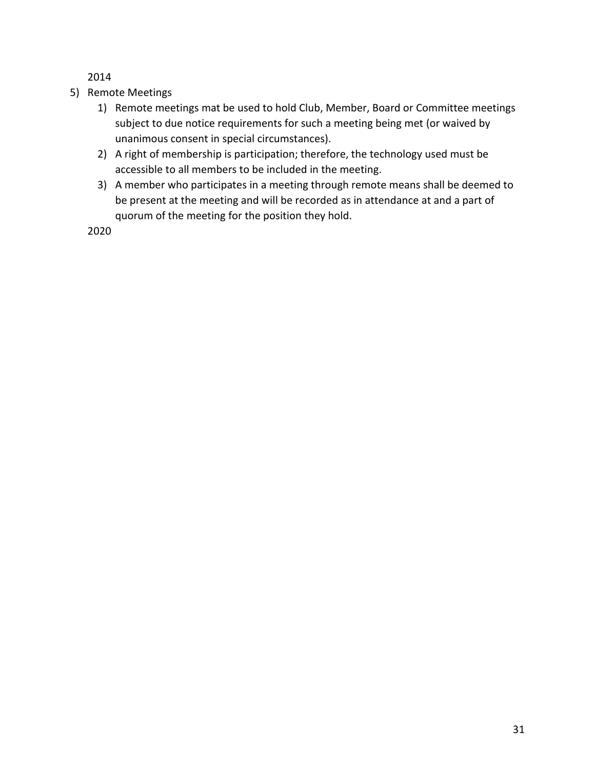2014

5) Remote Meetings
    1) Remote meetings mat be used to hold Club, Member, Board or Committee meetings subject to due notice requirements for such a meeting being met (or waived by unanimous consent in special circumstances).
    2) A right of membership is participation; therefore, the technology used must be accessible to all members to be included in the meeting.
    3) A member who participates in a meeting through remote means shall be deemed to be present at the meeting and will be recorded as in attendance at and a part of quorum of the meeting for the position they hold.

2020